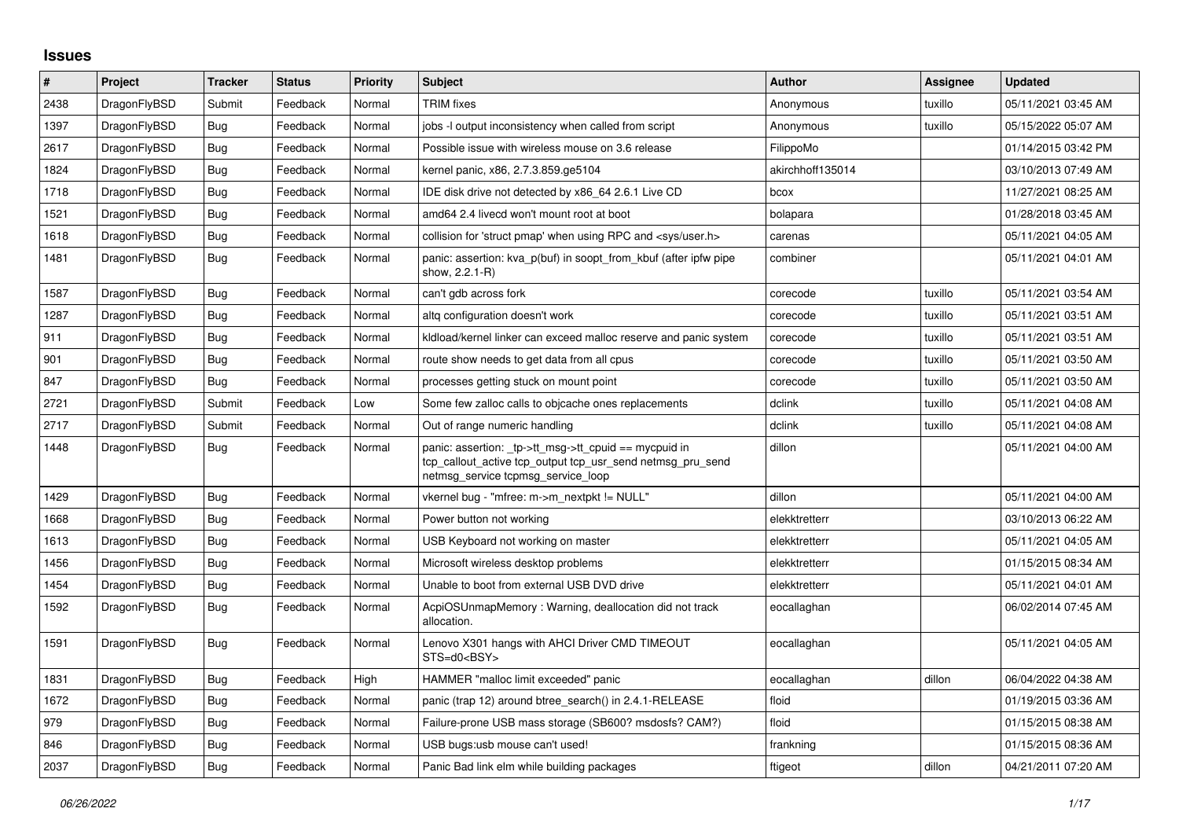# Issues

| # | Project | Tracker | Status | Priority | Subject | Author | Assignee | Updated |
|---|---|---|---|---|---|---|---|---|
| 2438 | DragonFlyBSD | Submit | Feedback | Normal | TRIM fixes | Anonymous | tuxillo | 05/11/2021 03:45 AM |
| 1397 | DragonFlyBSD | Bug | Feedback | Normal | jobs -l output inconsistency when called from script | Anonymous | tuxillo | 05/15/2022 05:07 AM |
| 2617 | DragonFlyBSD | Bug | Feedback | Normal | Possible issue with wireless mouse on 3.6 release | FilippoMo | | 01/14/2015 03:42 PM |
| 1824 | DragonFlyBSD | Bug | Feedback | Normal | kernel panic, x86, 2.7.3.859.ge5104 | akirchhoff135014 | | 03/10/2013 07:49 AM |
| 1718 | DragonFlyBSD | Bug | Feedback | Normal | IDE disk drive not detected by x86_64 2.6.1 Live CD | bcox | | 11/27/2021 08:25 AM |
| 1521 | DragonFlyBSD | Bug | Feedback | Normal | amd64 2.4 livecd won't mount root at boot | bolapara | | 01/28/2018 03:45 AM |
| 1618 | DragonFlyBSD | Bug | Feedback | Normal | collision for 'struct pmap' when using RPC and <sys/user.h> | carenas | | 05/11/2021 04:05 AM |
| 1481 | DragonFlyBSD | Bug | Feedback | Normal | panic: assertion: kva_p(buf) in soopt_from_kbuf (after ipfw pipe show, 2.2.1-R) | combiner | | 05/11/2021 04:01 AM |
| 1587 | DragonFlyBSD | Bug | Feedback | Normal | can't gdb across fork | corecode | tuxillo | 05/11/2021 03:54 AM |
| 1287 | DragonFlyBSD | Bug | Feedback | Normal | altq configuration doesn't work | corecode | tuxillo | 05/11/2021 03:51 AM |
| 911 | DragonFlyBSD | Bug | Feedback | Normal | kldload/kernel linker can exceed malloc reserve and panic system | corecode | tuxillo | 05/11/2021 03:51 AM |
| 901 | DragonFlyBSD | Bug | Feedback | Normal | route show needs to get data from all cpus | corecode | tuxillo | 05/11/2021 03:50 AM |
| 847 | DragonFlyBSD | Bug | Feedback | Normal | processes getting stuck on mount point | corecode | tuxillo | 05/11/2021 03:50 AM |
| 2721 | DragonFlyBSD | Submit | Feedback | Low | Some few zalloc calls to objcache ones replacements | dclink | tuxillo | 05/11/2021 04:08 AM |
| 2717 | DragonFlyBSD | Submit | Feedback | Normal | Out of range numeric handling | dclink | tuxillo | 05/11/2021 04:08 AM |
| 1448 | DragonFlyBSD | Bug | Feedback | Normal | panic: assertion: _tp->tt_msg->tt_cpuid == mycpuid in tcp_callout_active tcp_output tcp_usr_send netmsg_pru_send netmsg_service tcpmsg_service_loop | dillon | | 05/11/2021 04:00 AM |
| 1429 | DragonFlyBSD | Bug | Feedback | Normal | vkernel bug - "mfree: m->m_nextpkt != NULL" | dillon | | 05/11/2021 04:00 AM |
| 1668 | DragonFlyBSD | Bug | Feedback | Normal | Power button not working | elekktretterr | | 03/10/2013 06:22 AM |
| 1613 | DragonFlyBSD | Bug | Feedback | Normal | USB Keyboard not working on master | elekktretterr | | 05/11/2021 04:05 AM |
| 1456 | DragonFlyBSD | Bug | Feedback | Normal | Microsoft wireless desktop problems | elekktretterr | | 01/15/2015 08:34 AM |
| 1454 | DragonFlyBSD | Bug | Feedback | Normal | Unable to boot from external USB DVD drive | elekktretterr | | 05/11/2021 04:01 AM |
| 1592 | DragonFlyBSD | Bug | Feedback | Normal | AcpiOSUnmapMemory : Warning, deallocation did not track allocation. | eocallaghan | | 06/02/2014 07:45 AM |
| 1591 | DragonFlyBSD | Bug | Feedback | Normal | Lenovo X301 hangs with AHCI Driver CMD TIMEOUT STS=d0<BSY> | eocallaghan | | 05/11/2021 04:05 AM |
| 1831 | DragonFlyBSD | Bug | Feedback | High | HAMMER "malloc limit exceeded" panic | eocallaghan | dillon | 06/04/2022 04:38 AM |
| 1672 | DragonFlyBSD | Bug | Feedback | Normal | panic (trap 12) around btree_search() in 2.4.1-RELEASE | floid | | 01/19/2015 03:36 AM |
| 979 | DragonFlyBSD | Bug | Feedback | Normal | Failure-prone USB mass storage (SB600? msdosfs? CAM?) | floid | | 01/15/2015 08:38 AM |
| 846 | DragonFlyBSD | Bug | Feedback | Normal | USB bugs:usb mouse can't used! | frankning | | 01/15/2015 08:36 AM |
| 2037 | DragonFlyBSD | Bug | Feedback | Normal | Panic Bad link elm while building packages | ftigeot | dillon | 04/21/2011 07:20 AM |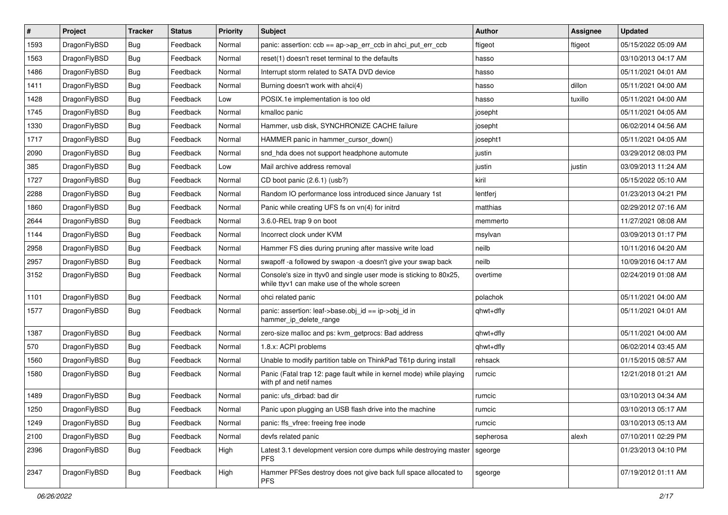| # | Project | Tracker | Status | Priority | Subject | Author | Assignee | Updated |
|---|---|---|---|---|---|---|---|---|
| 1593 | DragonFlyBSD | Bug | Feedback | Normal | panic: assertion: ccb == ap->ap_err_ccb in ahci_put_err_ccb | ftigeot | ftigeot | 05/15/2022 05:09 AM |
| 1563 | DragonFlyBSD | Bug | Feedback | Normal | reset(1) doesn't reset terminal to the defaults | hasso | | 03/10/2013 04:17 AM |
| 1486 | DragonFlyBSD | Bug | Feedback | Normal | Interrupt storm related to SATA DVD device | hasso | | 05/11/2021 04:01 AM |
| 1411 | DragonFlyBSD | Bug | Feedback | Normal | Burning doesn't work with ahci(4) | hasso | dillon | 05/11/2021 04:00 AM |
| 1428 | DragonFlyBSD | Bug | Feedback | Low | POSIX.1e implementation is too old | hasso | tuxillo | 05/11/2021 04:00 AM |
| 1745 | DragonFlyBSD | Bug | Feedback | Normal | kmalloc panic | josepht | | 05/11/2021 04:05 AM |
| 1330 | DragonFlyBSD | Bug | Feedback | Normal | Hammer, usb disk, SYNCHRONIZE CACHE failure | josepht | | 06/02/2014 04:56 AM |
| 1717 | DragonFlyBSD | Bug | Feedback | Normal | HAMMER panic in hammer_cursor_down() | josepht1 | | 05/11/2021 04:05 AM |
| 2090 | DragonFlyBSD | Bug | Feedback | Normal | snd_hda does not support headphone automute | justin | | 03/29/2012 08:03 PM |
| 385 | DragonFlyBSD | Bug | Feedback | Low | Mail archive address removal | justin | justin | 03/09/2013 11:24 AM |
| 1727 | DragonFlyBSD | Bug | Feedback | Normal | CD boot panic (2.6.1) (usb?) | kiril | | 05/15/2022 05:10 AM |
| 2288 | DragonFlyBSD | Bug | Feedback | Normal | Random IO performance loss introduced since January 1st | lentferj | | 01/23/2013 04:21 PM |
| 1860 | DragonFlyBSD | Bug | Feedback | Normal | Panic while creating UFS fs on vn(4) for initrd | matthias | | 02/29/2012 07:16 AM |
| 2644 | DragonFlyBSD | Bug | Feedback | Normal | 3.6.0-REL trap 9 on boot | memmerto | | 11/27/2021 08:08 AM |
| 1144 | DragonFlyBSD | Bug | Feedback | Normal | Incorrect clock under KVM | msylvan | | 03/09/2013 01:17 PM |
| 2958 | DragonFlyBSD | Bug | Feedback | Normal | Hammer FS dies during pruning after massive write load | neilb | | 10/11/2016 04:20 AM |
| 2957 | DragonFlyBSD | Bug | Feedback | Normal | swapoff -a followed by swapon -a doesn't give your swap back | neilb | | 10/09/2016 04:17 AM |
| 3152 | DragonFlyBSD | Bug | Feedback | Normal | Console's size in ttyv0 and single user mode is sticking to 80x25, while ttyv1 can make use of the whole screen | overtime | | 02/24/2019 01:08 AM |
| 1101 | DragonFlyBSD | Bug | Feedback | Normal | ohci related panic | polachok | | 05/11/2021 04:00 AM |
| 1577 | DragonFlyBSD | Bug | Feedback | Normal | panic: assertion: leaf->base.obj_id == ip->obj_id in hammer_ip_delete_range | qhwt+dfly | | 05/11/2021 04:01 AM |
| 1387 | DragonFlyBSD | Bug | Feedback | Normal | zero-size malloc and ps: kvm_getprocs: Bad address | qhwt+dfly | | 05/11/2021 04:00 AM |
| 570 | DragonFlyBSD | Bug | Feedback | Normal | 1.8.x: ACPI problems | qhwt+dfly | | 06/02/2014 03:45 AM |
| 1560 | DragonFlyBSD | Bug | Feedback | Normal | Unable to modify partition table on ThinkPad T61p during install | rehsack | | 01/15/2015 08:57 AM |
| 1580 | DragonFlyBSD | Bug | Feedback | Normal | Panic (Fatal trap 12: page fault while in kernel mode) while playing with pf and netif names | rumcic | | 12/21/2018 01:21 AM |
| 1489 | DragonFlyBSD | Bug | Feedback | Normal | panic: ufs_dirbad: bad dir | rumcic | | 03/10/2013 04:34 AM |
| 1250 | DragonFlyBSD | Bug | Feedback | Normal | Panic upon plugging an USB flash drive into the machine | rumcic | | 03/10/2013 05:17 AM |
| 1249 | DragonFlyBSD | Bug | Feedback | Normal | panic: ffs_vfree: freeing free inode | rumcic | | 03/10/2013 05:13 AM |
| 2100 | DragonFlyBSD | Bug | Feedback | Normal | devfs related panic | sepherosa | alexh | 07/10/2011 02:29 PM |
| 2396 | DragonFlyBSD | Bug | Feedback | High | Latest 3.1 development version core dumps while destroying master PFS | sgeorge | | 01/23/2013 04:10 PM |
| 2347 | DragonFlyBSD | Bug | Feedback | High | Hammer PFSes destroy does not give back full space allocated to PFS | sgeorge | | 07/19/2012 01:11 AM |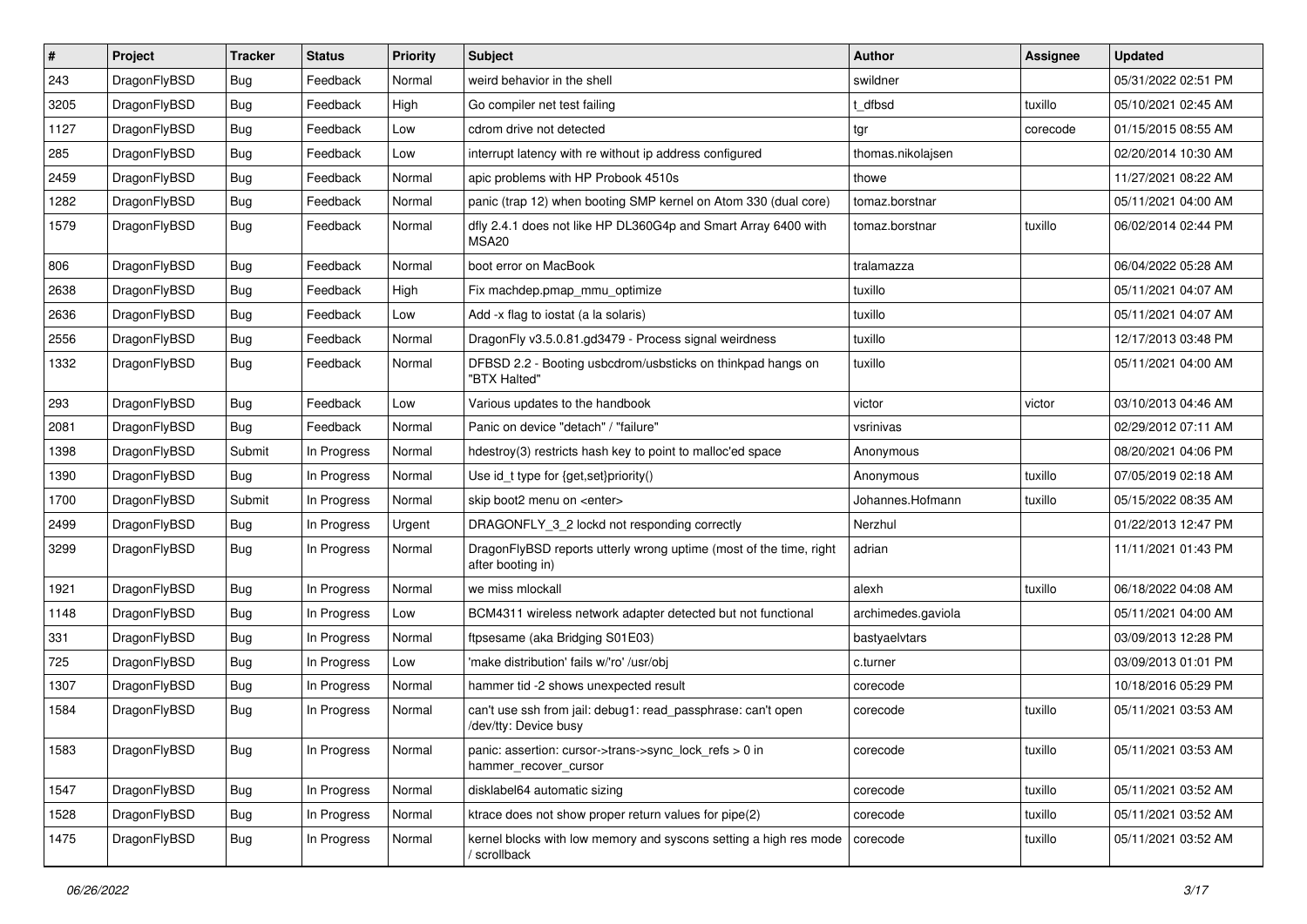| # | Project | Tracker | Status | Priority | Subject | Author | Assignee | Updated |
|---|---|---|---|---|---|---|---|---|
| 243 | DragonFlyBSD | Bug | Feedback | Normal | weird behavior in the shell | swildner | | 05/31/2022 02:51 PM |
| 3205 | DragonFlyBSD | Bug | Feedback | High | Go compiler net test failing | t_dfbsd | tuxillo | 05/10/2021 02:45 AM |
| 1127 | DragonFlyBSD | Bug | Feedback | Low | cdrom drive not detected | tgr | corecode | 01/15/2015 08:55 AM |
| 285 | DragonFlyBSD | Bug | Feedback | Low | interrupt latency with re without ip address configured | thomas.nikolajsen | | 02/20/2014 10:30 AM |
| 2459 | DragonFlyBSD | Bug | Feedback | Normal | apic problems with HP Probook 4510s | thowe | | 11/27/2021 08:22 AM |
| 1282 | DragonFlyBSD | Bug | Feedback | Normal | panic (trap 12) when booting SMP kernel on Atom 330 (dual core) | tomaz.borstnar | | 05/11/2021 04:00 AM |
| 1579 | DragonFlyBSD | Bug | Feedback | Normal | dfly 2.4.1 does not like HP DL360G4p and Smart Array 6400 with MSA20 | tomaz.borstnar | tuxillo | 06/02/2014 02:44 PM |
| 806 | DragonFlyBSD | Bug | Feedback | Normal | boot error on MacBook | tralamazza | | 06/04/2022 05:28 AM |
| 2638 | DragonFlyBSD | Bug | Feedback | High | Fix machdep.pmap_mmu_optimize | tuxillo | | 05/11/2021 04:07 AM |
| 2636 | DragonFlyBSD | Bug | Feedback | Low | Add -x flag to iostat (a la solaris) | tuxillo | | 05/11/2021 04:07 AM |
| 2556 | DragonFlyBSD | Bug | Feedback | Normal | DragonFly v3.5.0.81.gd3479 - Process signal weirdness | tuxillo | | 12/17/2013 03:48 PM |
| 1332 | DragonFlyBSD | Bug | Feedback | Normal | DFBSD 2.2 - Booting usbcdrom/usbsticks on thinkpad hangs on "BTX Halted" | tuxillo | | 05/11/2021 04:00 AM |
| 293 | DragonFlyBSD | Bug | Feedback | Low | Various updates to the handbook | victor | victor | 03/10/2013 04:46 AM |
| 2081 | DragonFlyBSD | Bug | Feedback | Normal | Panic on device "detach" / "failure" | vsrinivas | | 02/29/2012 07:11 AM |
| 1398 | DragonFlyBSD | Submit | In Progress | Normal | hdestroy(3) restricts hash key to point to malloc'ed space | Anonymous | | 08/20/2021 04:06 PM |
| 1390 | DragonFlyBSD | Bug | In Progress | Normal | Use id_t type for {get,set}priority() | Anonymous | tuxillo | 07/05/2019 02:18 AM |
| 1700 | DragonFlyBSD | Submit | In Progress | Normal | skip boot2 menu on <enter> | Johannes.Hofmann | tuxillo | 05/15/2022 08:35 AM |
| 2499 | DragonFlyBSD | Bug | In Progress | Urgent | DRAGONFLY_3_2 lockd not responding correctly | Nerzhul | | 01/22/2013 12:47 PM |
| 3299 | DragonFlyBSD | Bug | In Progress | Normal | DragonFlyBSD reports utterly wrong uptime (most of the time, right after booting in) | adrian | | 11/11/2021 01:43 PM |
| 1921 | DragonFlyBSD | Bug | In Progress | Normal | we miss mlockall | alexh | tuxillo | 06/18/2022 04:08 AM |
| 1148 | DragonFlyBSD | Bug | In Progress | Low | BCM4311 wireless network adapter detected but not functional | archimedes.gaviola | | 05/11/2021 04:00 AM |
| 331 | DragonFlyBSD | Bug | In Progress | Normal | ftpsesame (aka Bridging S01E03) | bastyaelvtars | | 03/09/2013 12:28 PM |
| 725 | DragonFlyBSD | Bug | In Progress | Low | 'make distribution' fails w/'ro' /usr/obj | c.turner | | 03/09/2013 01:01 PM |
| 1307 | DragonFlyBSD | Bug | In Progress | Normal | hammer tid -2 shows unexpected result | corecode | | 10/18/2016 05:29 PM |
| 1584 | DragonFlyBSD | Bug | In Progress | Normal | can't use ssh from jail: debug1: read_passphrase: can't open /dev/tty: Device busy | corecode | tuxillo | 05/11/2021 03:53 AM |
| 1583 | DragonFlyBSD | Bug | In Progress | Normal | panic: assertion: cursor->trans->sync_lock_refs > 0 in hammer_recover_cursor | corecode | tuxillo | 05/11/2021 03:53 AM |
| 1547 | DragonFlyBSD | Bug | In Progress | Normal | disklabel64 automatic sizing | corecode | tuxillo | 05/11/2021 03:52 AM |
| 1528 | DragonFlyBSD | Bug | In Progress | Normal | ktrace does not show proper return values for pipe(2) | corecode | tuxillo | 05/11/2021 03:52 AM |
| 1475 | DragonFlyBSD | Bug | In Progress | Normal | kernel blocks with low memory and syscons setting a high res mode / scrollback | corecode | tuxillo | 05/11/2021 03:52 AM |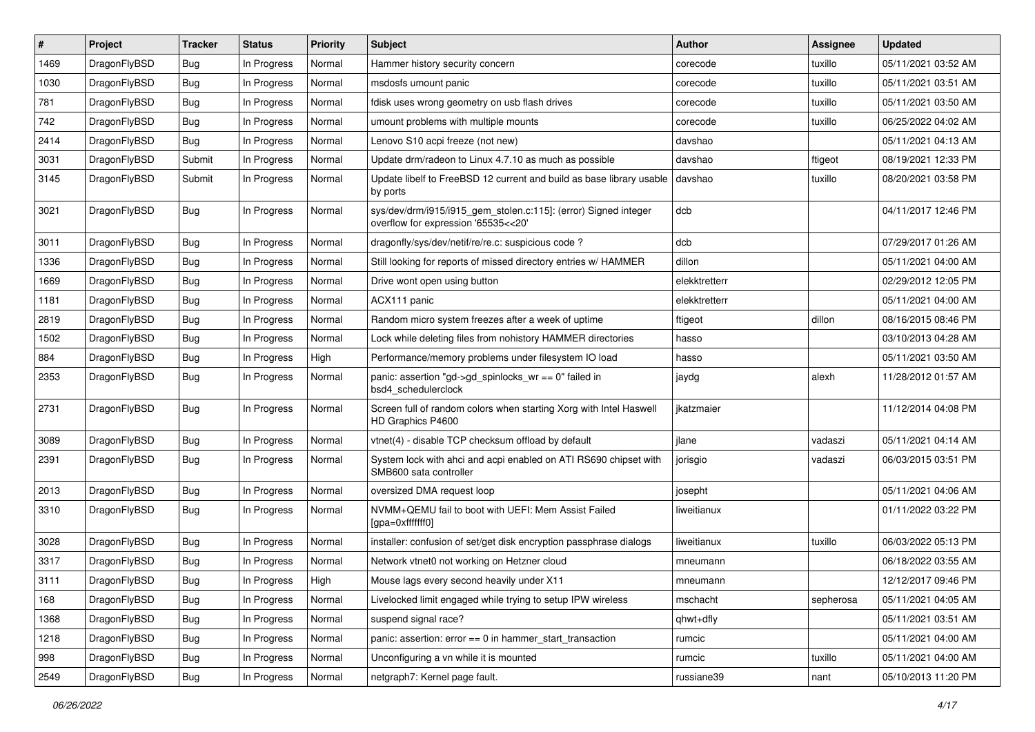| # | Project | Tracker | Status | Priority | Subject | Author | Assignee | Updated |
|---|---|---|---|---|---|---|---|---|
| 1469 | DragonFlyBSD | Bug | In Progress | Normal | Hammer history security concern | corecode | tuxillo | 05/11/2021 03:52 AM |
| 1030 | DragonFlyBSD | Bug | In Progress | Normal | msdosfs umount panic | corecode | tuxillo | 05/11/2021 03:51 AM |
| 781 | DragonFlyBSD | Bug | In Progress | Normal | fdisk uses wrong geometry on usb flash drives | corecode | tuxillo | 05/11/2021 03:50 AM |
| 742 | DragonFlyBSD | Bug | In Progress | Normal | umount problems with multiple mounts | corecode | tuxillo | 06/25/2022 04:02 AM |
| 2414 | DragonFlyBSD | Bug | In Progress | Normal | Lenovo S10 acpi freeze (not new) | davshao | | 05/11/2021 04:13 AM |
| 3031 | DragonFlyBSD | Submit | In Progress | Normal | Update drm/radeon to Linux 4.7.10 as much as possible | davshao | ftigeot | 08/19/2021 12:33 PM |
| 3145 | DragonFlyBSD | Submit | In Progress | Normal | Update libelf to FreeBSD 12 current and build as base library usable by ports | davshao | tuxillo | 08/20/2021 03:58 PM |
| 3021 | DragonFlyBSD | Bug | In Progress | Normal | sys/dev/drm/i915/i915_gem_stolen.c:115]: (error) Signed integer overflow for expression '65535<<20' | dcb | | 04/11/2017 12:46 PM |
| 3011 | DragonFlyBSD | Bug | In Progress | Normal | dragonfly/sys/dev/netif/re/re.c: suspicious code ? | dcb | | 07/29/2017 01:26 AM |
| 1336 | DragonFlyBSD | Bug | In Progress | Normal | Still looking for reports of missed directory entries w/ HAMMER | dillon | | 05/11/2021 04:00 AM |
| 1669 | DragonFlyBSD | Bug | In Progress | Normal | Drive wont open using button | elekktretterr | | 02/29/2012 12:05 PM |
| 1181 | DragonFlyBSD | Bug | In Progress | Normal | ACX111 panic | elekktretterr | | 05/11/2021 04:00 AM |
| 2819 | DragonFlyBSD | Bug | In Progress | Normal | Random micro system freezes after a week of uptime | ftigeot | dillon | 08/16/2015 08:46 PM |
| 1502 | DragonFlyBSD | Bug | In Progress | Normal | Lock while deleting files from nohistory HAMMER directories | hasso | | 03/10/2013 04:28 AM |
| 884 | DragonFlyBSD | Bug | In Progress | High | Performance/memory problems under filesystem IO load | hasso | | 05/11/2021 03:50 AM |
| 2353 | DragonFlyBSD | Bug | In Progress | Normal | panic: assertion "gd->gd_spinlocks_wr == 0" failed in bsd4_schedulerclock | jaydg | alexh | 11/28/2012 01:57 AM |
| 2731 | DragonFlyBSD | Bug | In Progress | Normal | Screen full of random colors when starting Xorg with Intel Haswell HD Graphics P4600 | jkatzmaier | | 11/12/2014 04:08 PM |
| 3089 | DragonFlyBSD | Bug | In Progress | Normal | vtnet(4) - disable TCP checksum offload by default | jlane | vadaszi | 05/11/2021 04:14 AM |
| 2391 | DragonFlyBSD | Bug | In Progress | Normal | System lock with ahci and acpi enabled on ATI RS690 chipset with SMB600 sata controller | jorisgio | vadaszi | 06/03/2015 03:51 PM |
| 2013 | DragonFlyBSD | Bug | In Progress | Normal | oversized DMA request loop | josepht | | 05/11/2021 04:06 AM |
| 3310 | DragonFlyBSD | Bug | In Progress | Normal | NVMM+QEMU fail to boot with UEFI: Mem Assist Failed [gpa=0xfffffff0] | liweitianux | | 01/11/2022 03:22 PM |
| 3028 | DragonFlyBSD | Bug | In Progress | Normal | installer: confusion of set/get disk encryption passphrase dialogs | liweitianux | tuxillo | 06/03/2022 05:13 PM |
| 3317 | DragonFlyBSD | Bug | In Progress | Normal | Network vtnet0 not working on Hetzner cloud | mneumann | | 06/18/2022 03:55 AM |
| 3111 | DragonFlyBSD | Bug | In Progress | High | Mouse lags every second heavily under X11 | mneumann | | 12/12/2017 09:46 PM |
| 168 | DragonFlyBSD | Bug | In Progress | Normal | Livelocked limit engaged while trying to setup IPW wireless | mschacht | sepherosa | 05/11/2021 04:05 AM |
| 1368 | DragonFlyBSD | Bug | In Progress | Normal | suspend signal race? | qhwt+dfly | | 05/11/2021 03:51 AM |
| 1218 | DragonFlyBSD | Bug | In Progress | Normal | panic: assertion: error == 0 in hammer_start_transaction | rumcic | | 05/11/2021 04:00 AM |
| 998 | DragonFlyBSD | Bug | In Progress | Normal | Unconfiguring a vn while it is mounted | rumcic | tuxillo | 05/11/2021 04:00 AM |
| 2549 | DragonFlyBSD | Bug | In Progress | Normal | netgraph7: Kernel page fault. | russiane39 | nant | 05/10/2013 11:20 PM |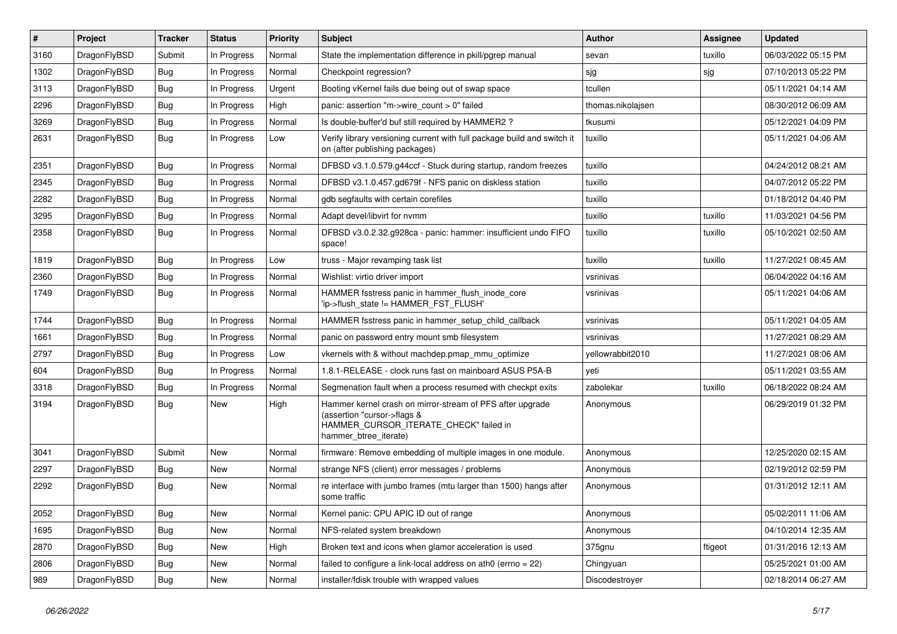| # | Project | Tracker | Status | Priority | Subject | Author | Assignee | Updated |
|---|---|---|---|---|---|---|---|---|
| 3160 | DragonFlyBSD | Submit | In Progress | Normal | State the implementation difference in pkill/pgrep manual | sevan | tuxillo | 06/03/2022 05:15 PM |
| 1302 | DragonFlyBSD | Bug | In Progress | Normal | Checkpoint regression? | sjg | sjg | 07/10/2013 05:22 PM |
| 3113 | DragonFlyBSD | Bug | In Progress | Urgent | Booting vKernel fails due being out of swap space | tcullen | | 05/11/2021 04:14 AM |
| 2296 | DragonFlyBSD | Bug | In Progress | High | panic: assertion "m->wire_count > 0" failed | thomas.nikolajsen | | 08/30/2012 06:09 AM |
| 3269 | DragonFlyBSD | Bug | In Progress | Normal | Is double-buffer'd buf still required by HAMMER2 ? | tkusumi | | 05/12/2021 04:09 PM |
| 2631 | DragonFlyBSD | Bug | In Progress | Low | Verify library versioning current with full package build and switch it on (after publishing packages) | tuxillo | | 05/11/2021 04:06 AM |
| 2351 | DragonFlyBSD | Bug | In Progress | Normal | DFBSD v3.1.0.579.g44ccf - Stuck during startup, random freezes | tuxillo | | 04/24/2012 08:21 AM |
| 2345 | DragonFlyBSD | Bug | In Progress | Normal | DFBSD v3.1.0.457.gd679f - NFS panic on diskless station | tuxillo | | 04/07/2012 05:22 PM |
| 2282 | DragonFlyBSD | Bug | In Progress | Normal | gdb segfaults with certain corefiles | tuxillo | | 01/18/2012 04:40 PM |
| 3295 | DragonFlyBSD | Bug | In Progress | Normal | Adapt devel/libvirt for nvmm | tuxillo | tuxillo | 11/03/2021 04:56 PM |
| 2358 | DragonFlyBSD | Bug | In Progress | Normal | DFBSD v3.0.2.32.g928ca - panic: hammer: insufficient undo FIFO space! | tuxillo | tuxillo | 05/10/2021 02:50 AM |
| 1819 | DragonFlyBSD | Bug | In Progress | Low | truss - Major revamping task list | tuxillo | tuxillo | 11/27/2021 08:45 AM |
| 2360 | DragonFlyBSD | Bug | In Progress | Normal | Wishlist: virtio driver import | vsrinivas | | 06/04/2022 04:16 AM |
| 1749 | DragonFlyBSD | Bug | In Progress | Normal | HAMMER fsstress panic in hammer_flush_inode_core 'ip->flush_state != HAMMER_FST_FLUSH' | vsrinivas | | 05/11/2021 04:06 AM |
| 1744 | DragonFlyBSD | Bug | In Progress | Normal | HAMMER fsstress panic in hammer_setup_child_callback | vsrinivas | | 05/11/2021 04:05 AM |
| 1661 | DragonFlyBSD | Bug | In Progress | Normal | panic on password entry mount smb filesystem | vsrinivas | | 11/27/2021 08:29 AM |
| 2797 | DragonFlyBSD | Bug | In Progress | Low | vkernels with & without machdep.pmap_mmu_optimize | yellowrabbit2010 | | 11/27/2021 08:06 AM |
| 604 | DragonFlyBSD | Bug | In Progress | Normal | 1.8.1-RELEASE - clock runs fast on mainboard ASUS P5A-B | yeti | | 05/11/2021 03:55 AM |
| 3318 | DragonFlyBSD | Bug | In Progress | Normal | Segmenation fault when a process resumed with checkpt exits | zabolekar | tuxillo | 06/18/2022 08:24 AM |
| 3194 | DragonFlyBSD | Bug | New | High | Hammer kernel crash on mirror-stream of PFS after upgrade (assertion "cursor->flags & HAMMER_CURSOR_ITERATE_CHECK" failed in hammer_btree_iterate) | Anonymous | | 06/29/2019 01:32 PM |
| 3041 | DragonFlyBSD | Submit | New | Normal | firmware: Remove embedding of multiple images in one module. | Anonymous | | 12/25/2020 02:15 AM |
| 2297 | DragonFlyBSD | Bug | New | Normal | strange NFS (client) error messages / problems | Anonymous | | 02/19/2012 02:59 PM |
| 2292 | DragonFlyBSD | Bug | New | Normal | re interface with jumbo frames (mtu larger than 1500) hangs after some traffic | Anonymous | | 01/31/2012 12:11 AM |
| 2052 | DragonFlyBSD | Bug | New | Normal | Kernel panic: CPU APIC ID out of range | Anonymous | | 05/02/2011 11:06 AM |
| 1695 | DragonFlyBSD | Bug | New | Normal | NFS-related system breakdown | Anonymous | | 04/10/2014 12:35 AM |
| 2870 | DragonFlyBSD | Bug | New | High | Broken text and icons when glamor acceleration is used | 375gnu | ftigeot | 01/31/2016 12:13 AM |
| 2806 | DragonFlyBSD | Bug | New | Normal | failed to configure a link-local address on ath0 (errno = 22) | Chingyuan | | 05/25/2021 01:00 AM |
| 989 | DragonFlyBSD | Bug | New | Normal | installer/fdisk trouble with wrapped values | Discodestroyer | | 02/18/2014 06:27 AM |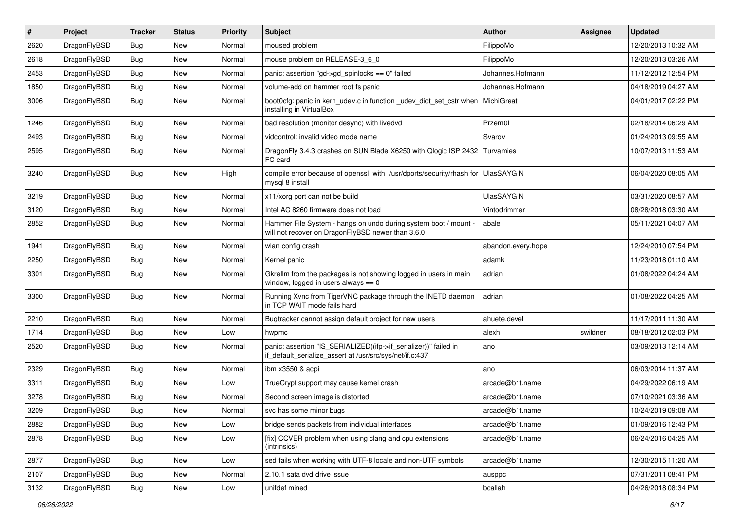| # | Project | Tracker | Status | Priority | Subject | Author | Assignee | Updated |
|---|---|---|---|---|---|---|---|---|
| 2620 | DragonFlyBSD | Bug | New | Normal | moused problem | FilippoMo | | 12/20/2013 10:32 AM |
| 2618 | DragonFlyBSD | Bug | New | Normal | mouse problem on RELEASE-3_6_0 | FilippoMo | | 12/20/2013 03:26 AM |
| 2453 | DragonFlyBSD | Bug | New | Normal | panic: assertion "gd->gd_spinlocks == 0" failed | Johannes.Hofmann | | 11/12/2012 12:54 PM |
| 1850 | DragonFlyBSD | Bug | New | Normal | volume-add on hammer root fs panic | Johannes.Hofmann | | 04/18/2019 04:27 AM |
| 3006 | DragonFlyBSD | Bug | New | Normal | boot0cfg: panic in kern_udev.c in function _udev_dict_set_cstr when installing in VirtualBox | MichiGreat | | 04/01/2017 02:22 PM |
| 1246 | DragonFlyBSD | Bug | New | Normal | bad resolution (monitor desync) with livedvd | Przem0l | | 02/18/2014 06:29 AM |
| 2493 | DragonFlyBSD | Bug | New | Normal | vidcontrol: invalid video mode name | Svarov | | 01/24/2013 09:55 AM |
| 2595 | DragonFlyBSD | Bug | New | Normal | DragonFly 3.4.3 crashes on SUN Blade X6250 with Qlogic ISP 2432 FC card | Turvamies | | 10/07/2013 11:53 AM |
| 3240 | DragonFlyBSD | Bug | New | High | compile error because of openssl with /usr/dports/security/rhash for mysql 8 install | UlasSAYGIN | | 06/04/2020 08:05 AM |
| 3219 | DragonFlyBSD | Bug | New | Normal | x11/xorg port can not be build | UlasSAYGIN | | 03/31/2020 08:57 AM |
| 3120 | DragonFlyBSD | Bug | New | Normal | Intel AC 8260 firmware does not load | Vintodrimmer | | 08/28/2018 03:30 AM |
| 2852 | DragonFlyBSD | Bug | New | Normal | Hammer File System - hangs on undo during system boot / mount - will not recover on DragonFlyBSD newer than 3.6.0 | abale | | 05/11/2021 04:07 AM |
| 1941 | DragonFlyBSD | Bug | New | Normal | wlan config crash | abandon.every.hope | | 12/24/2010 07:54 PM |
| 2250 | DragonFlyBSD | Bug | New | Normal | Kernel panic | adamk | | 11/23/2018 01:10 AM |
| 3301 | DragonFlyBSD | Bug | New | Normal | Gkrellm from the packages is not showing logged in users in main window, logged in users always == 0 | adrian | | 01/08/2022 04:24 AM |
| 3300 | DragonFlyBSD | Bug | New | Normal | Running Xvnc from TigerVNC package through the INETD daemon in TCP WAIT mode fails hard | adrian | | 01/08/2022 04:25 AM |
| 2210 | DragonFlyBSD | Bug | New | Normal | Bugtracker cannot assign default project for new users | ahuete.devel | | 11/17/2011 11:30 AM |
| 1714 | DragonFlyBSD | Bug | New | Low | hwpmc | alexh | swildner | 08/18/2012 02:03 PM |
| 2520 | DragonFlyBSD | Bug | New | Normal | panic: assertion "IS_SERIALIZED((ifp->if_serializer))" failed in if_default_serialize_assert at /usr/src/sys/net/if.c:437 | ano | | 03/09/2013 12:14 AM |
| 2329 | DragonFlyBSD | Bug | New | Normal | ibm x3550 & acpi | ano | | 06/03/2014 11:37 AM |
| 3311 | DragonFlyBSD | Bug | New | Low | TrueCrypt support may cause kernel crash | arcade@b1t.name | | 04/29/2022 06:19 AM |
| 3278 | DragonFlyBSD | Bug | New | Normal | Second screen image is distorted | arcade@b1t.name | | 07/10/2021 03:36 AM |
| 3209 | DragonFlyBSD | Bug | New | Normal | svc has some minor bugs | arcade@b1t.name | | 10/24/2019 09:08 AM |
| 2882 | DragonFlyBSD | Bug | New | Low | bridge sends packets from individual interfaces | arcade@b1t.name | | 01/09/2016 12:43 PM |
| 2878 | DragonFlyBSD | Bug | New | Low | [fix] CCVER problem when using clang and cpu extensions (intrinsics) | arcade@b1t.name | | 06/24/2016 04:25 AM |
| 2877 | DragonFlyBSD | Bug | New | Low | sed fails when working with UTF-8 locale and non-UTF symbols | arcade@b1t.name | | 12/30/2015 11:20 AM |
| 2107 | DragonFlyBSD | Bug | New | Normal | 2.10.1 sata dvd drive issue | ausppc | | 07/31/2011 08:41 PM |
| 3132 | DragonFlyBSD | Bug | New | Low | unifdef mined | bcallah | | 04/26/2018 08:34 PM |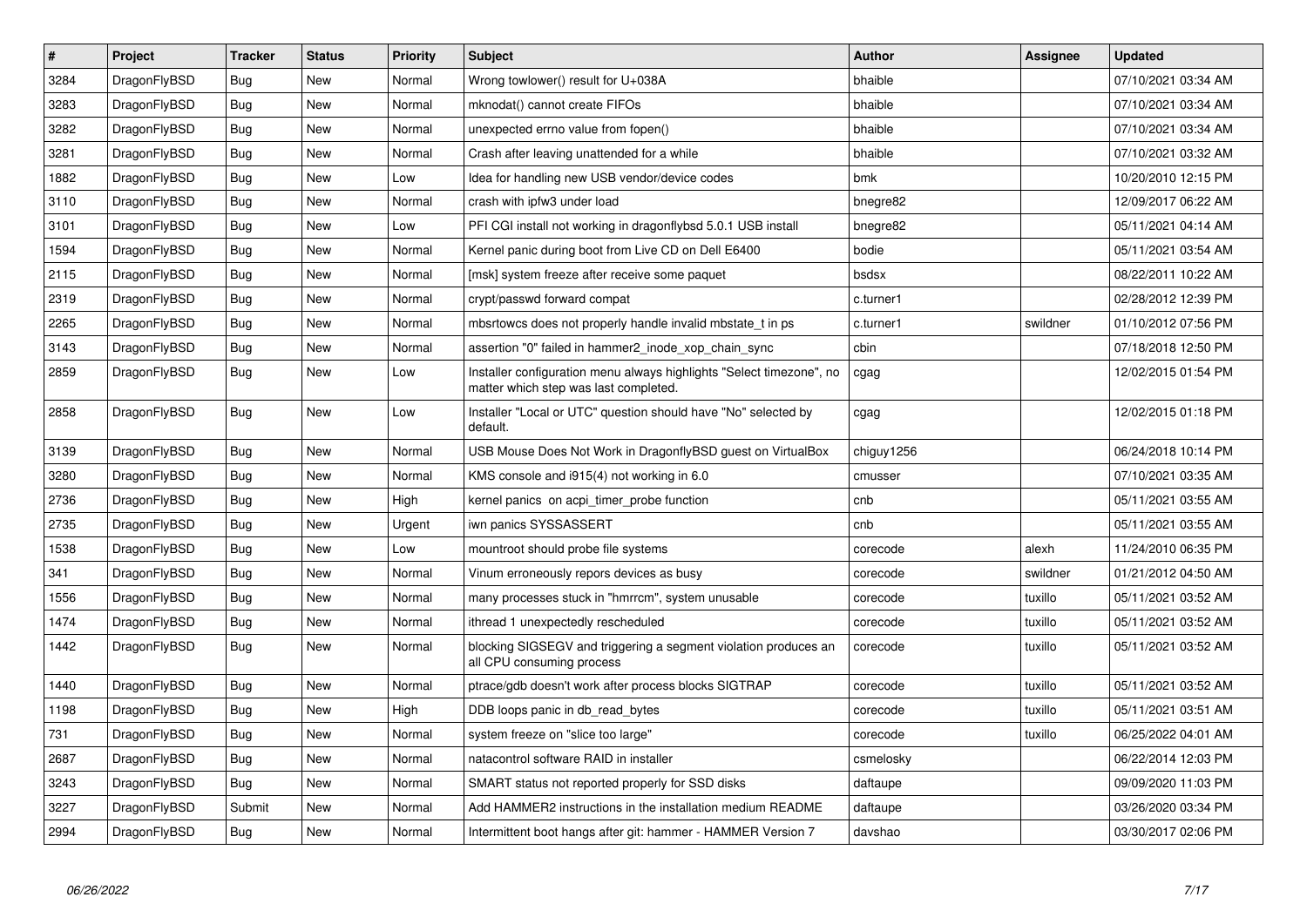| # | Project | Tracker | Status | Priority | Subject | Author | Assignee | Updated |
|---|---|---|---|---|---|---|---|---|
| 3284 | DragonFlyBSD | Bug | New | Normal | Wrong towlower() result for U+038A | bhaible | | 07/10/2021 03:34 AM |
| 3283 | DragonFlyBSD | Bug | New | Normal | mknodat() cannot create FIFOs | bhaible | | 07/10/2021 03:34 AM |
| 3282 | DragonFlyBSD | Bug | New | Normal | unexpected errno value from fopen() | bhaible | | 07/10/2021 03:34 AM |
| 3281 | DragonFlyBSD | Bug | New | Normal | Crash after leaving unattended for a while | bhaible | | 07/10/2021 03:32 AM |
| 1882 | DragonFlyBSD | Bug | New | Low | Idea for handling new USB vendor/device codes | bmk | | 10/20/2010 12:15 PM |
| 3110 | DragonFlyBSD | Bug | New | Normal | crash with ipfw3 under load | bnegre82 | | 12/09/2017 06:22 AM |
| 3101 | DragonFlyBSD | Bug | New | Low | PFI CGI install not working in dragonflybsd 5.0.1 USB install | bnegre82 | | 05/11/2021 04:14 AM |
| 1594 | DragonFlyBSD | Bug | New | Normal | Kernel panic during boot from Live CD on Dell E6400 | bodie | | 05/11/2021 03:54 AM |
| 2115 | DragonFlyBSD | Bug | New | Normal | [msk] system freeze after receive some paquet | bsdsx | | 08/22/2011 10:22 AM |
| 2319 | DragonFlyBSD | Bug | New | Normal | crypt/passwd forward compat | c.turner1 | | 02/28/2012 12:39 PM |
| 2265 | DragonFlyBSD | Bug | New | Normal | mbsrtowcs does not properly handle invalid mbstate_t in ps | c.turner1 | swildner | 01/10/2012 07:56 PM |
| 3143 | DragonFlyBSD | Bug | New | Normal | assertion "0" failed in hammer2_inode_xop_chain_sync | cbin | | 07/18/2018 12:50 PM |
| 2859 | DragonFlyBSD | Bug | New | Low | Installer configuration menu always highlights "Select timezone", no matter which step was last completed. | cgag | | 12/02/2015 01:54 PM |
| 2858 | DragonFlyBSD | Bug | New | Low | Installer "Local or UTC" question should have "No" selected by default. | cgag | | 12/02/2015 01:18 PM |
| 3139 | DragonFlyBSD | Bug | New | Normal | USB Mouse Does Not Work in DragonflyBSD guest on VirtualBox | chiguy1256 | | 06/24/2018 10:14 PM |
| 3280 | DragonFlyBSD | Bug | New | Normal | KMS console and i915(4) not working in 6.0 | cmusser | | 07/10/2021 03:35 AM |
| 2736 | DragonFlyBSD | Bug | New | High | kernel panics on acpi_timer_probe function | cnb | | 05/11/2021 03:55 AM |
| 2735 | DragonFlyBSD | Bug | New | Urgent | iwn panics SYSSASSERT | cnb | | 05/11/2021 03:55 AM |
| 1538 | DragonFlyBSD | Bug | New | Low | mountroot should probe file systems | corecode | alexh | 11/24/2010 06:35 PM |
| 341 | DragonFlyBSD | Bug | New | Normal | Vinum erroneously repors devices as busy | corecode | swildner | 01/21/2012 04:50 AM |
| 1556 | DragonFlyBSD | Bug | New | Normal | many processes stuck in "hmrrcm", system unusable | corecode | tuxillo | 05/11/2021 03:52 AM |
| 1474 | DragonFlyBSD | Bug | New | Normal | ithread 1 unexpectedly rescheduled | corecode | tuxillo | 05/11/2021 03:52 AM |
| 1442 | DragonFlyBSD | Bug | New | Normal | blocking SIGSEGV and triggering a segment violation produces an all CPU consuming process | corecode | tuxillo | 05/11/2021 03:52 AM |
| 1440 | DragonFlyBSD | Bug | New | Normal | ptrace/gdb doesn't work after process blocks SIGTRAP | corecode | tuxillo | 05/11/2021 03:52 AM |
| 1198 | DragonFlyBSD | Bug | New | High | DDB loops panic in db_read_bytes | corecode | tuxillo | 05/11/2021 03:51 AM |
| 731 | DragonFlyBSD | Bug | New | Normal | system freeze on "slice too large" | corecode | tuxillo | 06/25/2022 04:01 AM |
| 2687 | DragonFlyBSD | Bug | New | Normal | natacontrol software RAID in installer | csmelosky | | 06/22/2014 12:03 PM |
| 3243 | DragonFlyBSD | Bug | New | Normal | SMART status not reported properly for SSD disks | daftaupe | | 09/09/2020 11:03 PM |
| 3227 | DragonFlyBSD | Submit | New | Normal | Add HAMMER2 instructions in the installation medium README | daftaupe | | 03/26/2020 03:34 PM |
| 2994 | DragonFlyBSD | Bug | New | Normal | Intermittent boot hangs after git: hammer - HAMMER Version 7 | davshao | | 03/30/2017 02:06 PM |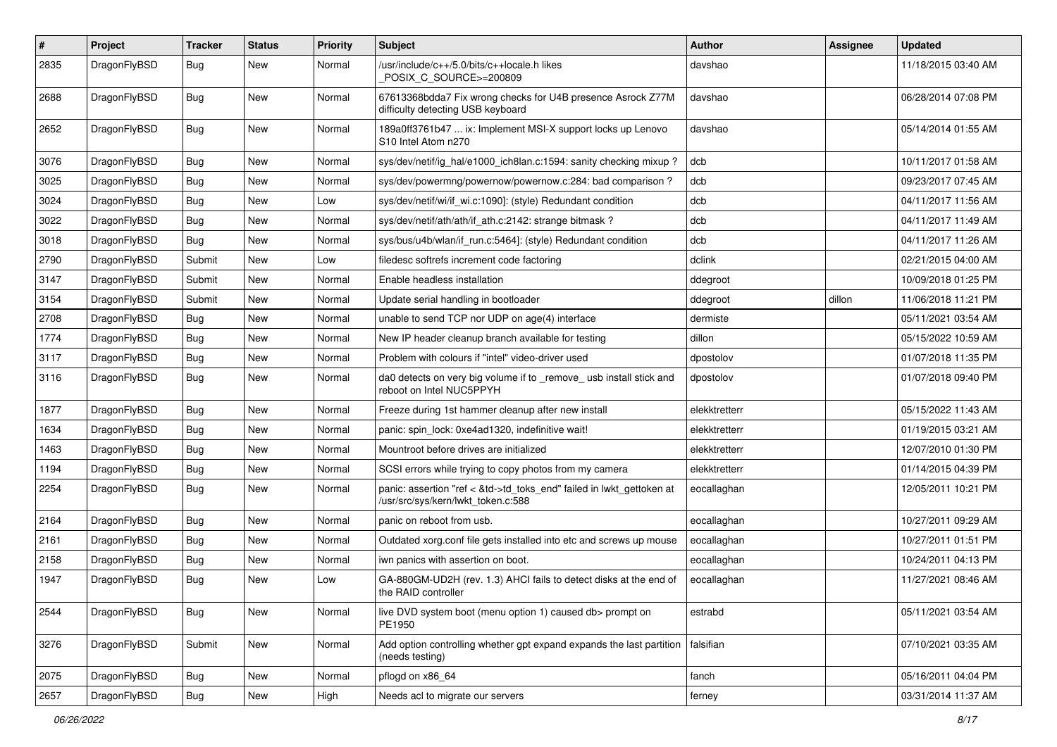| # | Project | Tracker | Status | Priority | Subject | Author | Assignee | Updated |
|---|---|---|---|---|---|---|---|---|
| 2835 | DragonFlyBSD | Bug | New | Normal | /usr/include/c++/5.0/bits/c++locale.h likes _POSIX_C_SOURCE>=200809 | davshao | | 11/18/2015 03:40 AM |
| 2688 | DragonFlyBSD | Bug | New | Normal | 67613368bdda7 Fix wrong checks for U4B presence Asrock Z77M difficulty detecting USB keyboard | davshao | | 06/28/2014 07:08 PM |
| 2652 | DragonFlyBSD | Bug | New | Normal | 189a0ff3761b47 ... ix: Implement MSI-X support locks up Lenovo S10 Intel Atom n270 | davshao | | 05/14/2014 01:55 AM |
| 3076 | DragonFlyBSD | Bug | New | Normal | sys/dev/netif/ig_hal/e1000_ich8lan.c:1594: sanity checking mixup ? | dcb | | 10/11/2017 01:58 AM |
| 3025 | DragonFlyBSD | Bug | New | Normal | sys/dev/powermng/powernow/powernow.c:284: bad comparison ? | dcb | | 09/23/2017 07:45 AM |
| 3024 | DragonFlyBSD | Bug | New | Low | sys/dev/netif/wi/if_wi.c:1090]: (style) Redundant condition | dcb | | 04/11/2017 11:56 AM |
| 3022 | DragonFlyBSD | Bug | New | Normal | sys/dev/netif/ath/ath/if_ath.c:2142: strange bitmask ? | dcb | | 04/11/2017 11:49 AM |
| 3018 | DragonFlyBSD | Bug | New | Normal | sys/bus/u4b/wlan/if_run.c:5464]: (style) Redundant condition | dcb | | 04/11/2017 11:26 AM |
| 2790 | DragonFlyBSD | Submit | New | Low | filedesc softrefs increment code factoring | dclink | | 02/21/2015 04:00 AM |
| 3147 | DragonFlyBSD | Submit | New | Normal | Enable headless installation | ddegroot | | 10/09/2018 01:25 PM |
| 3154 | DragonFlyBSD | Submit | New | Normal | Update serial handling in bootloader | ddegroot | dillon | 11/06/2018 11:21 PM |
| 2708 | DragonFlyBSD | Bug | New | Normal | unable to send TCP nor UDP on age(4) interface | dermiste | | 05/11/2021 03:54 AM |
| 1774 | DragonFlyBSD | Bug | New | Normal | New IP header cleanup branch available for testing | dillon | | 05/15/2022 10:59 AM |
| 3117 | DragonFlyBSD | Bug | New | Normal | Problem with colours if "intel" video-driver used | dpostolov | | 01/07/2018 11:35 PM |
| 3116 | DragonFlyBSD | Bug | New | Normal | da0 detects on very big volume if to _remove_ usb install stick and reboot on Intel NUC5PPYH | dpostolov | | 01/07/2018 09:40 PM |
| 1877 | DragonFlyBSD | Bug | New | Normal | Freeze during 1st hammer cleanup after new install | elekktretterr | | 05/15/2022 11:43 AM |
| 1634 | DragonFlyBSD | Bug | New | Normal | panic: spin_lock: 0xe4ad1320, indefinitive wait! | elekktretterr | | 01/19/2015 03:21 AM |
| 1463 | DragonFlyBSD | Bug | New | Normal | Mountroot before drives are initialized | elekktretterr | | 12/07/2010 01:30 PM |
| 1194 | DragonFlyBSD | Bug | New | Normal | SCSI errors while trying to copy photos from my camera | elekktretterr | | 01/14/2015 04:39 PM |
| 2254 | DragonFlyBSD | Bug | New | Normal | panic: assertion "ref < &td->td_toks_end" failed in lwkt_gettoken at /usr/src/sys/kern/lwkt_token.c:588 | eocallaghan | | 12/05/2011 10:21 PM |
| 2164 | DragonFlyBSD | Bug | New | Normal | panic on reboot from usb. | eocallaghan | | 10/27/2011 09:29 AM |
| 2161 | DragonFlyBSD | Bug | New | Normal | Outdated xorg.conf file gets installed into etc and screws up mouse | eocallaghan | | 10/27/2011 01:51 PM |
| 2158 | DragonFlyBSD | Bug | New | Normal | iwn panics with assertion on boot. | eocallaghan | | 10/24/2011 04:13 PM |
| 1947 | DragonFlyBSD | Bug | New | Low | GA-880GM-UD2H (rev. 1.3) AHCI fails to detect disks at the end of the RAID controller | eocallaghan | | 11/27/2021 08:46 AM |
| 2544 | DragonFlyBSD | Bug | New | Normal | live DVD system boot (menu option 1) caused db> prompt on PE1950 | estrabd | | 05/11/2021 03:54 AM |
| 3276 | DragonFlyBSD | Submit | New | Normal | Add option controlling whether gpt expand expands the last partition (needs testing) | falsifian | | 07/10/2021 03:35 AM |
| 2075 | DragonFlyBSD | Bug | New | Normal | pflogd on x86_64 | fanch | | 05/16/2011 04:04 PM |
| 2657 | DragonFlyBSD | Bug | New | High | Needs acl to migrate our servers | ferney | | 03/31/2014 11:37 AM |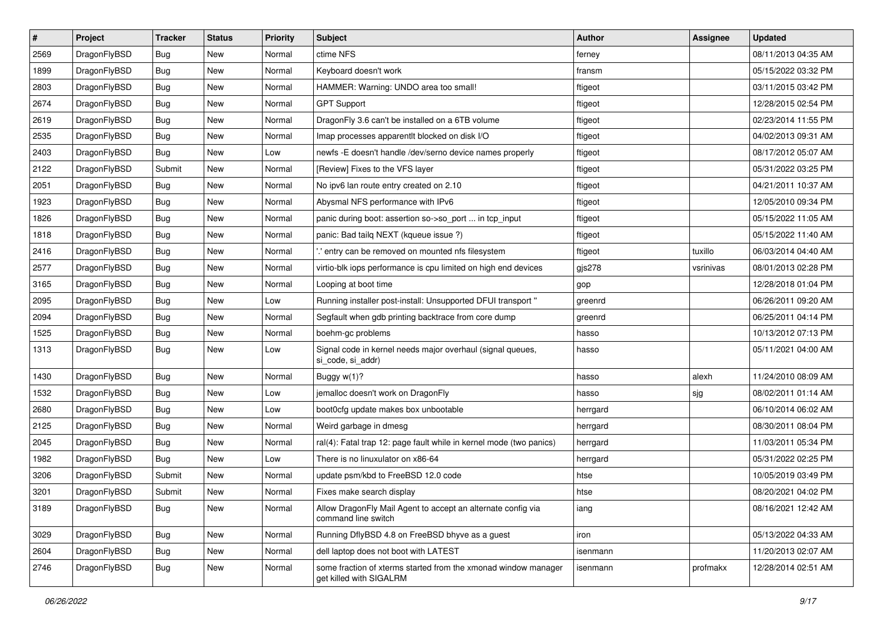| # | Project | Tracker | Status | Priority | Subject | Author | Assignee | Updated |
| --- | --- | --- | --- | --- | --- | --- | --- | --- |
| 2569 | DragonFlyBSD | Bug | New | Normal | ctime NFS | ferney | | 08/11/2013 04:35 AM |
| 1899 | DragonFlyBSD | Bug | New | Normal | Keyboard doesn't work | fransm | | 05/15/2022 03:32 PM |
| 2803 | DragonFlyBSD | Bug | New | Normal | HAMMER: Warning: UNDO area too small! | ftigeot | | 03/11/2015 03:42 PM |
| 2674 | DragonFlyBSD | Bug | New | Normal | GPT Support | ftigeot | | 12/28/2015 02:54 PM |
| 2619 | DragonFlyBSD | Bug | New | Normal | DragonFly 3.6 can't be installed on a 6TB volume | ftigeot | | 02/23/2014 11:55 PM |
| 2535 | DragonFlyBSD | Bug | New | Normal | Imap processes apparentlt blocked on disk I/O | ftigeot | | 04/02/2013 09:31 AM |
| 2403 | DragonFlyBSD | Bug | New | Low | newfs -E doesn't handle /dev/serno device names properly | ftigeot | | 08/17/2012 05:07 AM |
| 2122 | DragonFlyBSD | Submit | New | Normal | [Review] Fixes to the VFS layer | ftigeot | | 05/31/2022 03:25 PM |
| 2051 | DragonFlyBSD | Bug | New | Normal | No ipv6 lan route entry created on 2.10 | ftigeot | | 04/21/2011 10:37 AM |
| 1923 | DragonFlyBSD | Bug | New | Normal | Abysmal NFS performance with IPv6 | ftigeot | | 12/05/2010 09:34 PM |
| 1826 | DragonFlyBSD | Bug | New | Normal | panic during boot: assertion so->so_port ... in tcp_input | ftigeot | | 05/15/2022 11:05 AM |
| 1818 | DragonFlyBSD | Bug | New | Normal | panic: Bad tailq NEXT (kqueue issue ?) | ftigeot | | 05/15/2022 11:40 AM |
| 2416 | DragonFlyBSD | Bug | New | Normal | '.' entry can be removed on mounted nfs filesystem | ftigeot | tuxillo | 06/03/2014 04:40 AM |
| 2577 | DragonFlyBSD | Bug | New | Normal | virtio-blk iops performance is cpu limited on high end devices | gjs278 | vsrinivas | 08/01/2013 02:28 PM |
| 3165 | DragonFlyBSD | Bug | New | Normal | Looping at boot time | gop | | 12/28/2018 01:04 PM |
| 2095 | DragonFlyBSD | Bug | New | Low | Running installer post-install: Unsupported DFUI transport " | greenrd | | 06/26/2011 09:20 AM |
| 2094 | DragonFlyBSD | Bug | New | Normal | Segfault when gdb printing backtrace from core dump | greenrd | | 06/25/2011 04:14 PM |
| 1525 | DragonFlyBSD | Bug | New | Normal | boehm-gc problems | hasso | | 10/13/2012 07:13 PM |
| 1313 | DragonFlyBSD | Bug | New | Low | Signal code in kernel needs major overhaul (signal queues, si_code, si_addr) | hasso | | 05/11/2021 04:00 AM |
| 1430 | DragonFlyBSD | Bug | New | Normal | Buggy w(1)? | hasso | alexh | 11/24/2010 08:09 AM |
| 1532 | DragonFlyBSD | Bug | New | Low | jemalloc doesn't work on DragonFly | hasso | sjg | 08/02/2011 01:14 AM |
| 2680 | DragonFlyBSD | Bug | New | Low | boot0cfg update makes box unbootable | herrgard | | 06/10/2014 06:02 AM |
| 2125 | DragonFlyBSD | Bug | New | Normal | Weird garbage in dmesg | herrgard | | 08/30/2011 08:04 PM |
| 2045 | DragonFlyBSD | Bug | New | Normal | ral(4): Fatal trap 12: page fault while in kernel mode (two panics) | herrgard | | 11/03/2011 05:34 PM |
| 1982 | DragonFlyBSD | Bug | New | Low | There is no linuxulator on x86-64 | herrgard | | 05/31/2022 02:25 PM |
| 3206 | DragonFlyBSD | Submit | New | Normal | update psm/kbd to FreeBSD 12.0 code | htse | | 10/05/2019 03:49 PM |
| 3201 | DragonFlyBSD | Submit | New | Normal | Fixes make search display | htse | | 08/20/2021 04:02 PM |
| 3189 | DragonFlyBSD | Bug | New | Normal | Allow DragonFly Mail Agent to accept an alternate config via command line switch | iang | | 08/16/2021 12:42 AM |
| 3029 | DragonFlyBSD | Bug | New | Normal | Running DflyBSD 4.8 on FreeBSD bhyve as a guest | iron | | 05/13/2022 04:33 AM |
| 2604 | DragonFlyBSD | Bug | New | Normal | dell laptop does not boot with LATEST | isenmann | | 11/20/2013 02:07 AM |
| 2746 | DragonFlyBSD | Bug | New | Normal | some fraction of xterms started from the xmonad window manager get killed with SIGALRM | isenmann | profmakx | 12/28/2014 02:51 AM |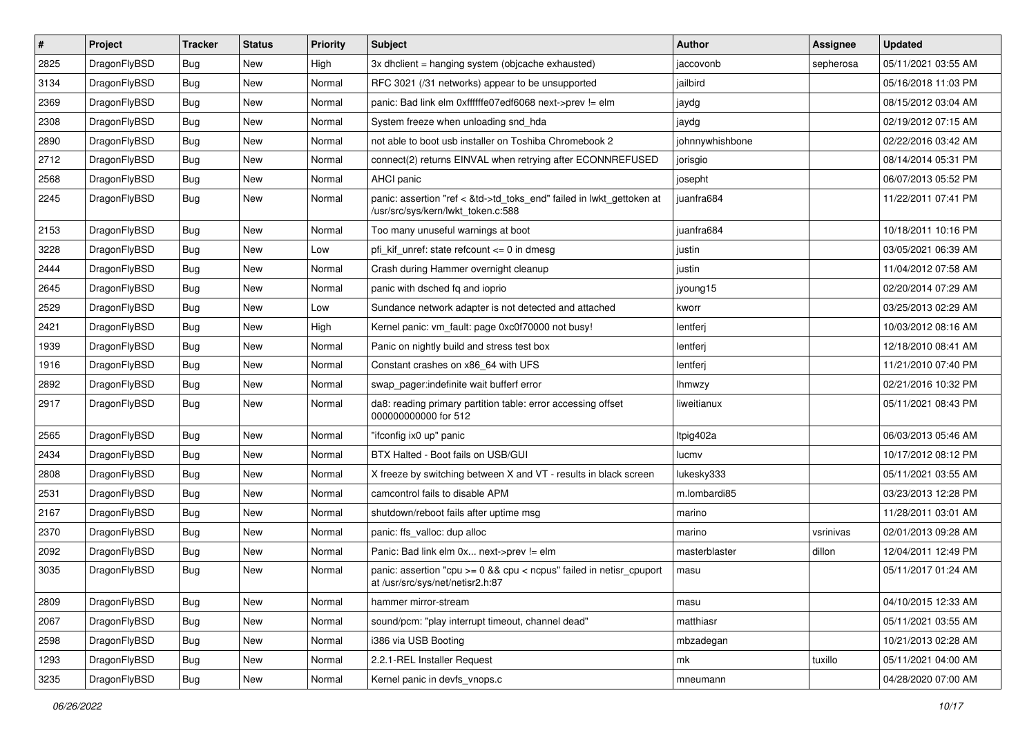| # | Project | Tracker | Status | Priority | Subject | Author | Assignee | Updated |
|---|---|---|---|---|---|---|---|---|
| 2825 | DragonFlyBSD | Bug | New | High | 3x dhclient = hanging system (objcache exhausted) | jaccovonb | sepherosa | 05/11/2021 03:55 AM |
| 3134 | DragonFlyBSD | Bug | New | Normal | RFC 3021 (/31 networks) appear to be unsupported | jailbird | | 05/16/2018 11:03 PM |
| 2369 | DragonFlyBSD | Bug | New | Normal | panic: Bad link elm 0xffffffe07edf6068 next->prev != elm | jaydg | | 08/15/2012 03:04 AM |
| 2308 | DragonFlyBSD | Bug | New | Normal | System freeze when unloading snd_hda | jaydg | | 02/19/2012 07:15 AM |
| 2890 | DragonFlyBSD | Bug | New | Normal | not able to boot usb installer on Toshiba Chromebook 2 | johnnywhishbone | | 02/22/2016 03:42 AM |
| 2712 | DragonFlyBSD | Bug | New | Normal | connect(2) returns EINVAL when retrying after ECONNREFUSED | jorisgio | | 08/14/2014 05:31 PM |
| 2568 | DragonFlyBSD | Bug | New | Normal | AHCI panic | josepht | | 06/07/2013 05:52 PM |
| 2245 | DragonFlyBSD | Bug | New | Normal | panic: assertion "ref < &td->td_toks_end" failed in lwkt_gettoken at /usr/src/sys/kern/lwkt_token.c:588 | juanfra684 | | 11/22/2011 07:41 PM |
| 2153 | DragonFlyBSD | Bug | New | Normal | Too many unuseful warnings at boot | juanfra684 | | 10/18/2011 10:16 PM |
| 3228 | DragonFlyBSD | Bug | New | Low | pfi_kif_unref: state refcount <= 0 in dmesg | justin | | 03/05/2021 06:39 AM |
| 2444 | DragonFlyBSD | Bug | New | Normal | Crash during Hammer overnight cleanup | justin | | 11/04/2012 07:58 AM |
| 2645 | DragonFlyBSD | Bug | New | Normal | panic with dsched fq and ioprio | jyoung15 | | 02/20/2014 07:29 AM |
| 2529 | DragonFlyBSD | Bug | New | Low | Sundance network adapter is not detected and attached | kworr | | 03/25/2013 02:29 AM |
| 2421 | DragonFlyBSD | Bug | New | High | Kernel panic: vm_fault: page 0xc0f70000 not busy! | lentferj | | 10/03/2012 08:16 AM |
| 1939 | DragonFlyBSD | Bug | New | Normal | Panic on nightly build and stress test box | lentferj | | 12/18/2010 08:41 AM |
| 1916 | DragonFlyBSD | Bug | New | Normal | Constant crashes on x86_64 with UFS | lentferj | | 11/21/2010 07:40 PM |
| 2892 | DragonFlyBSD | Bug | New | Normal | swap_pager:indefinite wait bufferf error | lhmwzy | | 02/21/2016 10:32 PM |
| 2917 | DragonFlyBSD | Bug | New | Normal | da8: reading primary partition table: error accessing offset 000000000000 for 512 | liweitianux | | 05/11/2021 08:43 PM |
| 2565 | DragonFlyBSD | Bug | New | Normal | "ifconfig ix0 up" panic | ltpig402a | | 06/03/2013 05:46 AM |
| 2434 | DragonFlyBSD | Bug | New | Normal | BTX Halted - Boot fails on USB/GUI | lucmv | | 10/17/2012 08:12 PM |
| 2808 | DragonFlyBSD | Bug | New | Normal | X freeze by switching between X and VT - results in black screen | lukesky333 | | 05/11/2021 03:55 AM |
| 2531 | DragonFlyBSD | Bug | New | Normal | camcontrol fails to disable APM | m.lombardi85 | | 03/23/2013 12:28 PM |
| 2167 | DragonFlyBSD | Bug | New | Normal | shutdown/reboot fails after uptime msg | marino | | 11/28/2011 03:01 AM |
| 2370 | DragonFlyBSD | Bug | New | Normal | panic: ffs_valloc: dup alloc | marino | vsrinivas | 02/01/2013 09:28 AM |
| 2092 | DragonFlyBSD | Bug | New | Normal | Panic: Bad link elm 0x... next->prev != elm | masterblaster | dillon | 12/04/2011 12:49 PM |
| 3035 | DragonFlyBSD | Bug | New | Normal | panic: assertion "cpu >= 0 && cpu < ncpus" failed in netisr_cpuport at /usr/src/sys/net/netisr2.h:87 | masu | | 05/11/2017 01:24 AM |
| 2809 | DragonFlyBSD | Bug | New | Normal | hammer mirror-stream | masu | | 04/10/2015 12:33 AM |
| 2067 | DragonFlyBSD | Bug | New | Normal | sound/pcm: "play interrupt timeout, channel dead" | matthiasr | | 05/11/2021 03:55 AM |
| 2598 | DragonFlyBSD | Bug | New | Normal | i386 via USB Booting | mbzadegan | | 10/21/2013 02:28 AM |
| 1293 | DragonFlyBSD | Bug | New | Normal | 2.2.1-REL Installer Request | mk | tuxillo | 05/11/2021 04:00 AM |
| 3235 | DragonFlyBSD | Bug | New | Normal | Kernel panic in devfs_vnops.c | mneumann | | 04/28/2020 07:00 AM |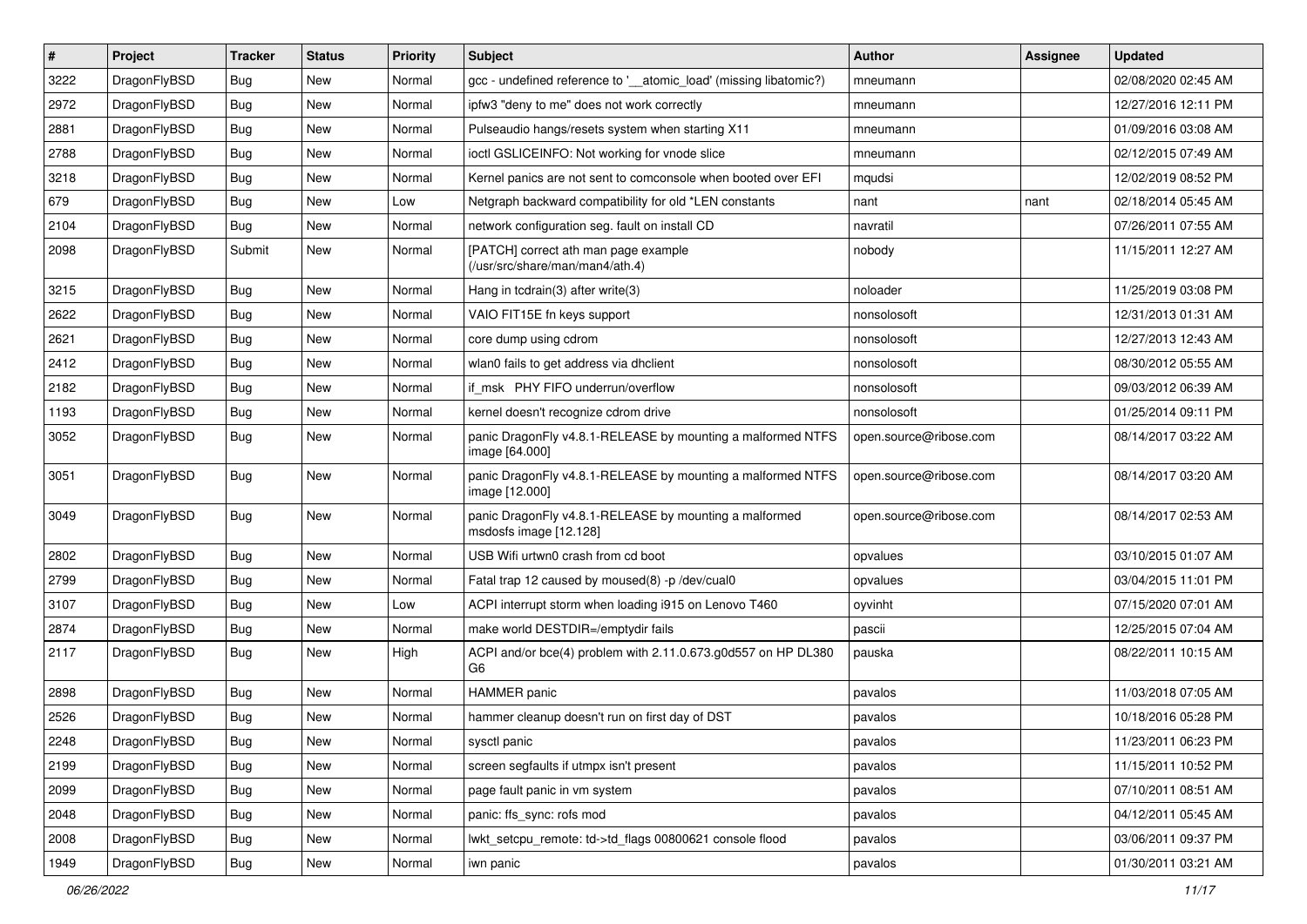| # | Project | Tracker | Status | Priority | Subject | Author | Assignee | Updated |
|---|---|---|---|---|---|---|---|---|
| 3222 | DragonFlyBSD | Bug | New | Normal | gcc - undefined reference to '__atomic_load' (missing libatomic?) | mneumann | | 02/08/2020 02:45 AM |
| 2972 | DragonFlyBSD | Bug | New | Normal | ipfw3 "deny to me" does not work correctly | mneumann | | 12/27/2016 12:11 PM |
| 2881 | DragonFlyBSD | Bug | New | Normal | Pulseaudio hangs/resets system when starting X11 | mneumann | | 01/09/2016 03:08 AM |
| 2788 | DragonFlyBSD | Bug | New | Normal | ioctl GSLICEINFO: Not working for vnode slice | mneumann | | 02/12/2015 07:49 AM |
| 3218 | DragonFlyBSD | Bug | New | Normal | Kernel panics are not sent to comconsole when booted over EFI | mqudsi | | 12/02/2019 08:52 PM |
| 679 | DragonFlyBSD | Bug | New | Low | Netgraph backward compatibility for old *LEN constants | nant | nant | 02/18/2014 05:45 AM |
| 2104 | DragonFlyBSD | Bug | New | Normal | network configuration seg. fault on install CD | navratil | | 07/26/2011 07:55 AM |
| 2098 | DragonFlyBSD | Submit | New | Normal | [PATCH] correct ath man page example (/usr/src/share/man/man4/ath.4) | nobody | | 11/15/2011 12:27 AM |
| 3215 | DragonFlyBSD | Bug | New | Normal | Hang in tcdrain(3) after write(3) | noloader | | 11/25/2019 03:08 PM |
| 2622 | DragonFlyBSD | Bug | New | Normal | VAIO FIT15E fn keys support | nonsolosoft | | 12/31/2013 01:31 AM |
| 2621 | DragonFlyBSD | Bug | New | Normal | core dump using cdrom | nonsolosoft | | 12/27/2013 12:43 AM |
| 2412 | DragonFlyBSD | Bug | New | Normal | wlan0 fails to get address via dhclient | nonsolosoft | | 08/30/2012 05:55 AM |
| 2182 | DragonFlyBSD | Bug | New | Normal | if_msk PHY FIFO underrun/overflow | nonsolosoft | | 09/03/2012 06:39 AM |
| 1193 | DragonFlyBSD | Bug | New | Normal | kernel doesn't recognize cdrom drive | nonsolosoft | | 01/25/2014 09:11 PM |
| 3052 | DragonFlyBSD | Bug | New | Normal | panic DragonFly v4.8.1-RELEASE by mounting a malformed NTFS image [64.000] | open.source@ribose.com | | 08/14/2017 03:22 AM |
| 3051 | DragonFlyBSD | Bug | New | Normal | panic DragonFly v4.8.1-RELEASE by mounting a malformed NTFS image [12.000] | open.source@ribose.com | | 08/14/2017 03:20 AM |
| 3049 | DragonFlyBSD | Bug | New | Normal | panic DragonFly v4.8.1-RELEASE by mounting a malformed msdosfs image [12.128] | open.source@ribose.com | | 08/14/2017 02:53 AM |
| 2802 | DragonFlyBSD | Bug | New | Normal | USB Wifi urtwn0 crash from cd boot | opvalues | | 03/10/2015 01:07 AM |
| 2799 | DragonFlyBSD | Bug | New | Normal | Fatal trap 12 caused by moused(8) -p /dev/cual0 | opvalues | | 03/04/2015 11:01 PM |
| 3107 | DragonFlyBSD | Bug | New | Low | ACPI interrupt storm when loading i915 on Lenovo T460 | oyvinht | | 07/15/2020 07:01 AM |
| 2874 | DragonFlyBSD | Bug | New | Normal | make world DESTDIR=/emptydir fails | pascii | | 12/25/2015 07:04 AM |
| 2117 | DragonFlyBSD | Bug | New | High | ACPI and/or bce(4) problem with 2.11.0.673.g0d557 on HP DL380 G6 | pauska | | 08/22/2011 10:15 AM |
| 2898 | DragonFlyBSD | Bug | New | Normal | HAMMER panic | pavalos | | 11/03/2018 07:05 AM |
| 2526 | DragonFlyBSD | Bug | New | Normal | hammer cleanup doesn't run on first day of DST | pavalos | | 10/18/2016 05:28 PM |
| 2248 | DragonFlyBSD | Bug | New | Normal | sysctl panic | pavalos | | 11/23/2011 06:23 PM |
| 2199 | DragonFlyBSD | Bug | New | Normal | screen segfaults if utmpx isn't present | pavalos | | 11/15/2011 10:52 PM |
| 2099 | DragonFlyBSD | Bug | New | Normal | page fault panic in vm system | pavalos | | 07/10/2011 08:51 AM |
| 2048 | DragonFlyBSD | Bug | New | Normal | panic: ffs_sync: rofs mod | pavalos | | 04/12/2011 05:45 AM |
| 2008 | DragonFlyBSD | Bug | New | Normal | lwkt_setcpu_remote: td->td_flags 00800621 console flood | pavalos | | 03/06/2011 09:37 PM |
| 1949 | DragonFlyBSD | Bug | New | Normal | iwn panic | pavalos | | 01/30/2011 03:21 AM |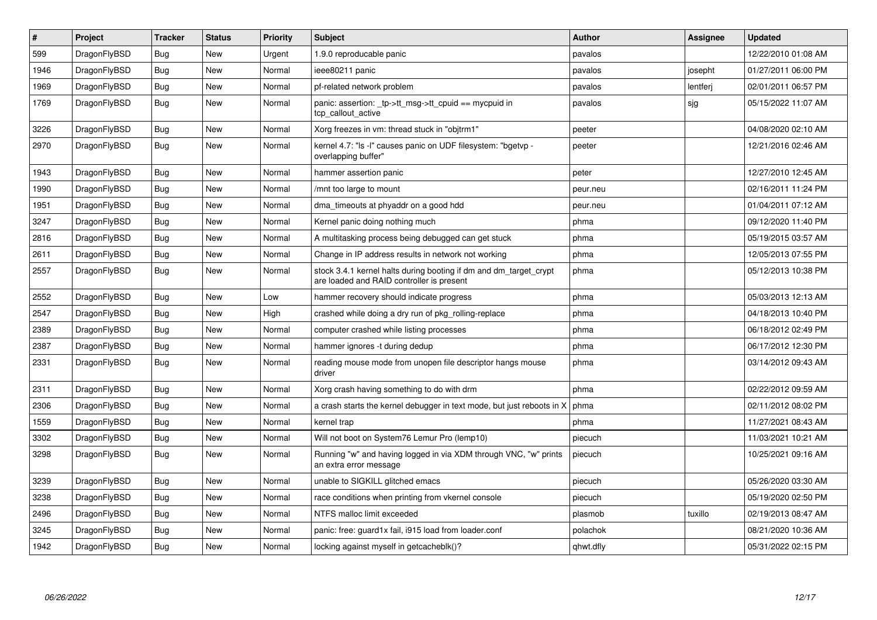| # | Project | Tracker | Status | Priority | Subject | Author | Assignee | Updated |
|---|---|---|---|---|---|---|---|---|
| 599 | DragonFlyBSD | Bug | New | Urgent | 1.9.0 reproducable panic | pavalos | | 12/22/2010 01:08 AM |
| 1946 | DragonFlyBSD | Bug | New | Normal | ieee80211 panic | pavalos | josepht | 01/27/2011 06:00 PM |
| 1969 | DragonFlyBSD | Bug | New | Normal | pf-related network problem | pavalos | lentferj | 02/01/2011 06:57 PM |
| 1769 | DragonFlyBSD | Bug | New | Normal | panic: assertion: _tp->tt_msg->tt_cpuid == mycpuid in tcp_callout_active | pavalos | sjg | 05/15/2022 11:07 AM |
| 3226 | DragonFlyBSD | Bug | New | Normal | Xorg freezes in vm: thread stuck in "objtrm1" | peeter | | 04/08/2020 02:10 AM |
| 2970 | DragonFlyBSD | Bug | New | Normal | kernel 4.7: "ls -l" causes panic on UDF filesystem: "bgetvp - overlapping buffer" | peeter | | 12/21/2016 02:46 AM |
| 1943 | DragonFlyBSD | Bug | New | Normal | hammer assertion panic | peter | | 12/27/2010 12:45 AM |
| 1990 | DragonFlyBSD | Bug | New | Normal | /mnt too large to mount | peur.neu | | 02/16/2011 11:24 PM |
| 1951 | DragonFlyBSD | Bug | New | Normal | dma_timeouts at phyaddr on a good hdd | peur.neu | | 01/04/2011 07:12 AM |
| 3247 | DragonFlyBSD | Bug | New | Normal | Kernel panic doing nothing much | phma | | 09/12/2020 11:40 PM |
| 2816 | DragonFlyBSD | Bug | New | Normal | A multitasking process being debugged can get stuck | phma | | 05/19/2015 03:57 AM |
| 2611 | DragonFlyBSD | Bug | New | Normal | Change in IP address results in network not working | phma | | 12/05/2013 07:55 PM |
| 2557 | DragonFlyBSD | Bug | New | Normal | stock 3.4.1 kernel halts during booting if dm and dm_target_crypt are loaded and RAID controller is present | phma | | 05/12/2013 10:38 PM |
| 2552 | DragonFlyBSD | Bug | New | Low | hammer recovery should indicate progress | phma | | 05/03/2013 12:13 AM |
| 2547 | DragonFlyBSD | Bug | New | High | crashed while doing a dry run of pkg_rolling-replace | phma | | 04/18/2013 10:40 PM |
| 2389 | DragonFlyBSD | Bug | New | Normal | computer crashed while listing processes | phma | | 06/18/2012 02:49 PM |
| 2387 | DragonFlyBSD | Bug | New | Normal | hammer ignores -t during dedup | phma | | 06/17/2012 12:30 PM |
| 2331 | DragonFlyBSD | Bug | New | Normal | reading mouse mode from unopen file descriptor hangs mouse driver | phma | | 03/14/2012 09:43 AM |
| 2311 | DragonFlyBSD | Bug | New | Normal | Xorg crash having something to do with drm | phma | | 02/22/2012 09:59 AM |
| 2306 | DragonFlyBSD | Bug | New | Normal | a crash starts the kernel debugger in text mode, but just reboots in X | phma | | 02/11/2012 08:02 PM |
| 1559 | DragonFlyBSD | Bug | New | Normal | kernel trap | phma | | 11/27/2021 08:43 AM |
| 3302 | DragonFlyBSD | Bug | New | Normal | Will not boot on System76 Lemur Pro (lemp10) | piecuch | | 11/03/2021 10:21 AM |
| 3298 | DragonFlyBSD | Bug | New | Normal | Running "w" and having logged in via XDM through VNC, "w" prints an extra error message | piecuch | | 10/25/2021 09:16 AM |
| 3239 | DragonFlyBSD | Bug | New | Normal | unable to SIGKILL glitched emacs | piecuch | | 05/26/2020 03:30 AM |
| 3238 | DragonFlyBSD | Bug | New | Normal | race conditions when printing from vkernel console | piecuch | | 05/19/2020 02:50 PM |
| 2496 | DragonFlyBSD | Bug | New | Normal | NTFS malloc limit exceeded | plasmob | tuxillo | 02/19/2013 08:47 AM |
| 3245 | DragonFlyBSD | Bug | New | Normal | panic: free: guard1x fail, i915 load from loader.conf | polachok | | 08/21/2020 10:36 AM |
| 1942 | DragonFlyBSD | Bug | New | Normal | locking against myself in getcacheblk()? | qhwt.dfly | | 05/31/2022 02:15 PM |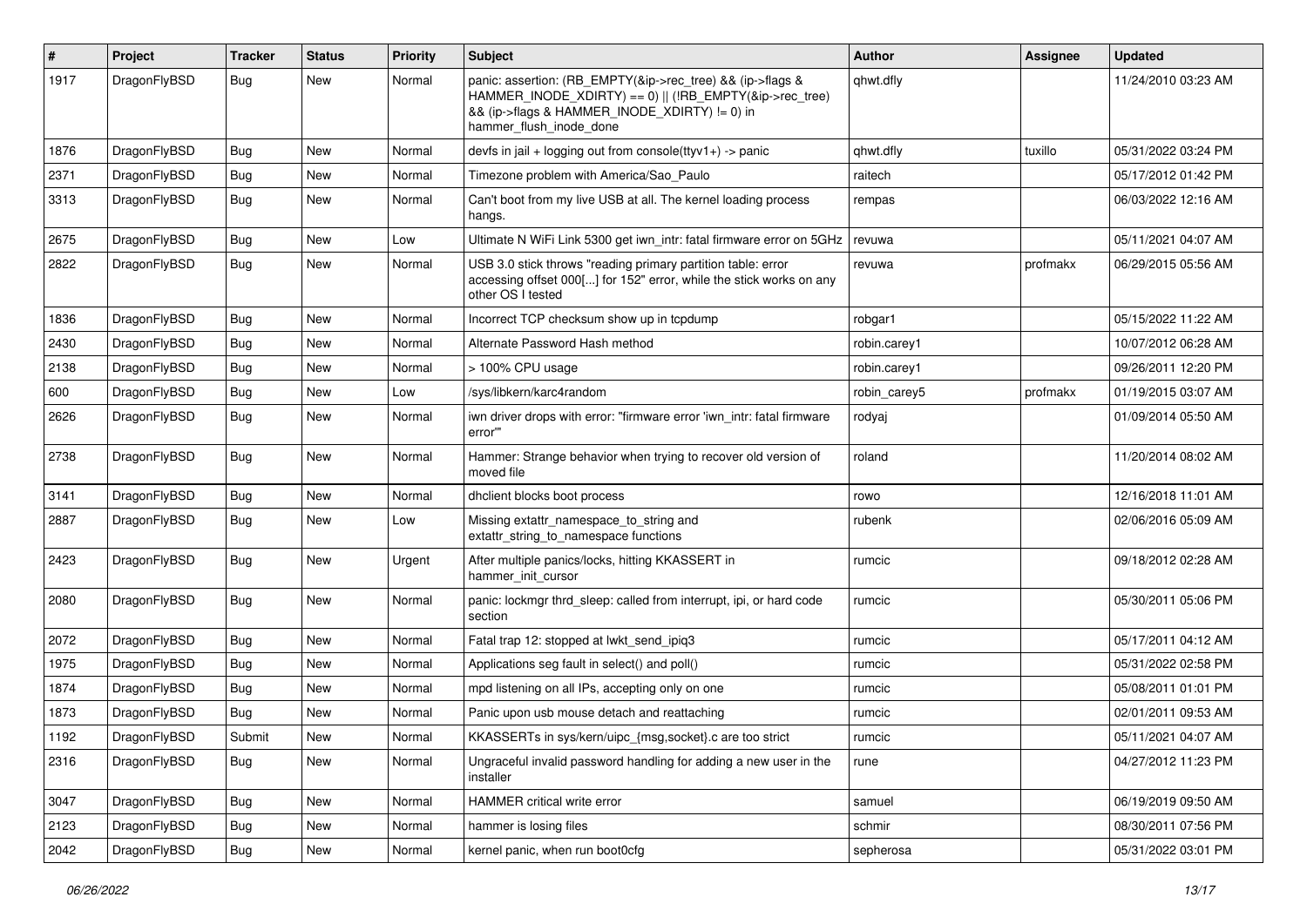| # | Project | Tracker | Status | Priority | Subject | Author | Assignee | Updated |
|---|---|---|---|---|---|---|---|---|
| 1917 | DragonFlyBSD | Bug | New | Normal | panic: assertion: (RB_EMPTY(&ip->rec_tree) && (ip->flags & HAMMER_INODE_XDIRTY) == 0) \|\| (!RB_EMPTY(&ip->rec_tree) && (ip->flags & HAMMER_INODE_XDIRTY) != 0) in hammer_flush_inode_done | qhwt.dfly | | 11/24/2010 03:23 AM |
| 1876 | DragonFlyBSD | Bug | New | Normal | devfs in jail + logging out from console(ttyv1+) -> panic | qhwt.dfly | tuxillo | 05/31/2022 03:24 PM |
| 2371 | DragonFlyBSD | Bug | New | Normal | Timezone problem with America/Sao_Paulo | raitech | | 05/17/2012 01:42 PM |
| 3313 | DragonFlyBSD | Bug | New | Normal | Can't boot from my live USB at all. The kernel loading process hangs. | rempas | | 06/03/2022 12:16 AM |
| 2675 | DragonFlyBSD | Bug | New | Low | Ultimate N WiFi Link 5300 get iwn_intr: fatal firmware error on 5GHz | revuwa | | 05/11/2021 04:07 AM |
| 2822 | DragonFlyBSD | Bug | New | Normal | USB 3.0 stick throws "reading primary partition table: error accessing offset 000[...] for 152" error, while the stick works on any other OS I tested | revuwa | profmakx | 06/29/2015 05:56 AM |
| 1836 | DragonFlyBSD | Bug | New | Normal | Incorrect TCP checksum show up in tcpdump | robgar1 | | 05/15/2022 11:22 AM |
| 2430 | DragonFlyBSD | Bug | New | Normal | Alternate Password Hash method | robin.carey1 | | 10/07/2012 06:28 AM |
| 2138 | DragonFlyBSD | Bug | New | Normal | > 100% CPU usage | robin.carey1 | | 09/26/2011 12:20 PM |
| 600 | DragonFlyBSD | Bug | New | Low | /sys/libkern/karc4random | robin_carey5 | profmakx | 01/19/2015 03:07 AM |
| 2626 | DragonFlyBSD | Bug | New | Normal | iwn driver drops with error: "firmware error 'iwn_intr: fatal firmware error'" | rodyaj | | 01/09/2014 05:50 AM |
| 2738 | DragonFlyBSD | Bug | New | Normal | Hammer: Strange behavior when trying to recover old version of moved file | roland | | 11/20/2014 08:02 AM |
| 3141 | DragonFlyBSD | Bug | New | Normal | dhclient blocks boot process | rowo | | 12/16/2018 11:01 AM |
| 2887 | DragonFlyBSD | Bug | New | Low | Missing extattr_namespace_to_string and extattr_string_to_namespace functions | rubenk | | 02/06/2016 05:09 AM |
| 2423 | DragonFlyBSD | Bug | New | Urgent | After multiple panics/locks, hitting KKASSERT in hammer_init_cursor | rumcic | | 09/18/2012 02:28 AM |
| 2080 | DragonFlyBSD | Bug | New | Normal | panic: lockmgr thrd_sleep: called from interrupt, ipi, or hard code section | rumcic | | 05/30/2011 05:06 PM |
| 2072 | DragonFlyBSD | Bug | New | Normal | Fatal trap 12: stopped at lwkt_send_ipiq3 | rumcic | | 05/17/2011 04:12 AM |
| 1975 | DragonFlyBSD | Bug | New | Normal | Applications seg fault in select() and poll() | rumcic | | 05/31/2022 02:58 PM |
| 1874 | DragonFlyBSD | Bug | New | Normal | mpd listening on all IPs, accepting only on one | rumcic | | 05/08/2011 01:01 PM |
| 1873 | DragonFlyBSD | Bug | New | Normal | Panic upon usb mouse detach and reattaching | rumcic | | 02/01/2011 09:53 AM |
| 1192 | DragonFlyBSD | Submit | New | Normal | KKASSERTs in sys/kern/uipc_{msg,socket}.c are too strict | rumcic | | 05/11/2021 04:07 AM |
| 2316 | DragonFlyBSD | Bug | New | Normal | Ungraceful invalid password handling for adding a new user in the installer | rune | | 04/27/2012 11:23 PM |
| 3047 | DragonFlyBSD | Bug | New | Normal | HAMMER critical write error | samuel | | 06/19/2019 09:50 AM |
| 2123 | DragonFlyBSD | Bug | New | Normal | hammer is losing files | schmir | | 08/30/2011 07:56 PM |
| 2042 | DragonFlyBSD | Bug | New | Normal | kernel panic, when run boot0cfg | sepherosa | | 05/31/2022 03:01 PM |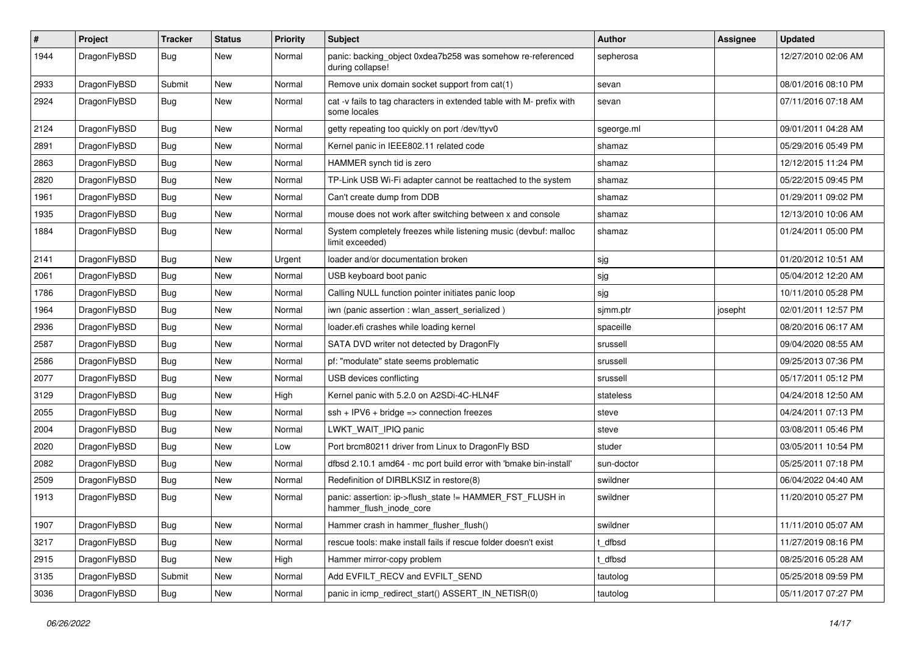| # | Project | Tracker | Status | Priority | Subject | Author | Assignee | Updated |
|---|---|---|---|---|---|---|---|---|
| 1944 | DragonFlyBSD | Bug | New | Normal | panic: backing_object 0xdea7b258 was somehow re-referenced during collapse! | sepherosa | | 12/27/2010 02:06 AM |
| 2933 | DragonFlyBSD | Submit | New | Normal | Remove unix domain socket support from cat(1) | sevan | | 08/01/2016 08:10 PM |
| 2924 | DragonFlyBSD | Bug | New | Normal | cat -v fails to tag characters in extended table with M- prefix with some locales | sevan | | 07/11/2016 07:18 AM |
| 2124 | DragonFlyBSD | Bug | New | Normal | getty repeating too quickly on port /dev/ttyv0 | sgeorge.ml | | 09/01/2011 04:28 AM |
| 2891 | DragonFlyBSD | Bug | New | Normal | Kernel panic in IEEE802.11 related code | shamaz | | 05/29/2016 05:49 PM |
| 2863 | DragonFlyBSD | Bug | New | Normal | HAMMER synch tid is zero | shamaz | | 12/12/2015 11:24 PM |
| 2820 | DragonFlyBSD | Bug | New | Normal | TP-Link USB Wi-Fi adapter cannot be reattached to the system | shamaz | | 05/22/2015 09:45 PM |
| 1961 | DragonFlyBSD | Bug | New | Normal | Can't create dump from DDB | shamaz | | 01/29/2011 09:02 PM |
| 1935 | DragonFlyBSD | Bug | New | Normal | mouse does not work after switching between x and console | shamaz | | 12/13/2010 10:06 AM |
| 1884 | DragonFlyBSD | Bug | New | Normal | System completely freezes while listening music (devbuf: malloc limit exceeded) | shamaz | | 01/24/2011 05:00 PM |
| 2141 | DragonFlyBSD | Bug | New | Urgent | loader and/or documentation broken | sjg | | 01/20/2012 10:51 AM |
| 2061 | DragonFlyBSD | Bug | New | Normal | USB keyboard boot panic | sjg | | 05/04/2012 12:20 AM |
| 1786 | DragonFlyBSD | Bug | New | Normal | Calling NULL function pointer initiates panic loop | sjg | | 10/11/2010 05:28 PM |
| 1964 | DragonFlyBSD | Bug | New | Normal | iwn (panic assertion : wlan_assert_serialized ) | sjmm.ptr | josepht | 02/01/2011 12:57 PM |
| 2936 | DragonFlyBSD | Bug | New | Normal | loader.efi crashes while loading kernel | spaceille | | 08/20/2016 06:17 AM |
| 2587 | DragonFlyBSD | Bug | New | Normal | SATA DVD writer not detected by DragonFly | srussell | | 09/04/2020 08:55 AM |
| 2586 | DragonFlyBSD | Bug | New | Normal | pf: "modulate" state seems problematic | srussell | | 09/25/2013 07:36 PM |
| 2077 | DragonFlyBSD | Bug | New | Normal | USB devices conflicting | srussell | | 05/17/2011 05:12 PM |
| 3129 | DragonFlyBSD | Bug | New | High | Kernel panic with 5.2.0 on A2SDi-4C-HLN4F | stateless | | 04/24/2018 12:50 AM |
| 2055 | DragonFlyBSD | Bug | New | Normal | ssh + IPV6 + bridge => connection freezes | steve | | 04/24/2011 07:13 PM |
| 2004 | DragonFlyBSD | Bug | New | Normal | LWKT_WAIT_IPIQ panic | steve | | 03/08/2011 05:46 PM |
| 2020 | DragonFlyBSD | Bug | New | Low | Port brcm80211 driver from Linux to DragonFly BSD | studer | | 03/05/2011 10:54 PM |
| 2082 | DragonFlyBSD | Bug | New | Normal | dfbsd 2.10.1 amd64 - mc port build error with 'bmake bin-install' | sun-doctor | | 05/25/2011 07:18 PM |
| 2509 | DragonFlyBSD | Bug | New | Normal | Redefinition of DIRBLKSIZ in restore(8) | swildner | | 06/04/2022 04:40 AM |
| 1913 | DragonFlyBSD | Bug | New | Normal | panic: assertion: ip->flush_state != HAMMER_FST_FLUSH in hammer_flush_inode_core | swildner | | 11/20/2010 05:27 PM |
| 1907 | DragonFlyBSD | Bug | New | Normal | Hammer crash in hammer_flusher_flush() | swildner | | 11/11/2010 05:07 AM |
| 3217 | DragonFlyBSD | Bug | New | Normal | rescue tools: make install fails if rescue folder doesn't exist | t_dfbsd | | 11/27/2019 08:16 PM |
| 2915 | DragonFlyBSD | Bug | New | High | Hammer mirror-copy problem | t_dfbsd | | 08/25/2016 05:28 AM |
| 3135 | DragonFlyBSD | Submit | New | Normal | Add EVFILT_RECV and EVFILT_SEND | tautolog | | 05/25/2018 09:59 PM |
| 3036 | DragonFlyBSD | Bug | New | Normal | panic in icmp_redirect_start() ASSERT_IN_NETISR(0) | tautolog | | 05/11/2017 07:27 PM |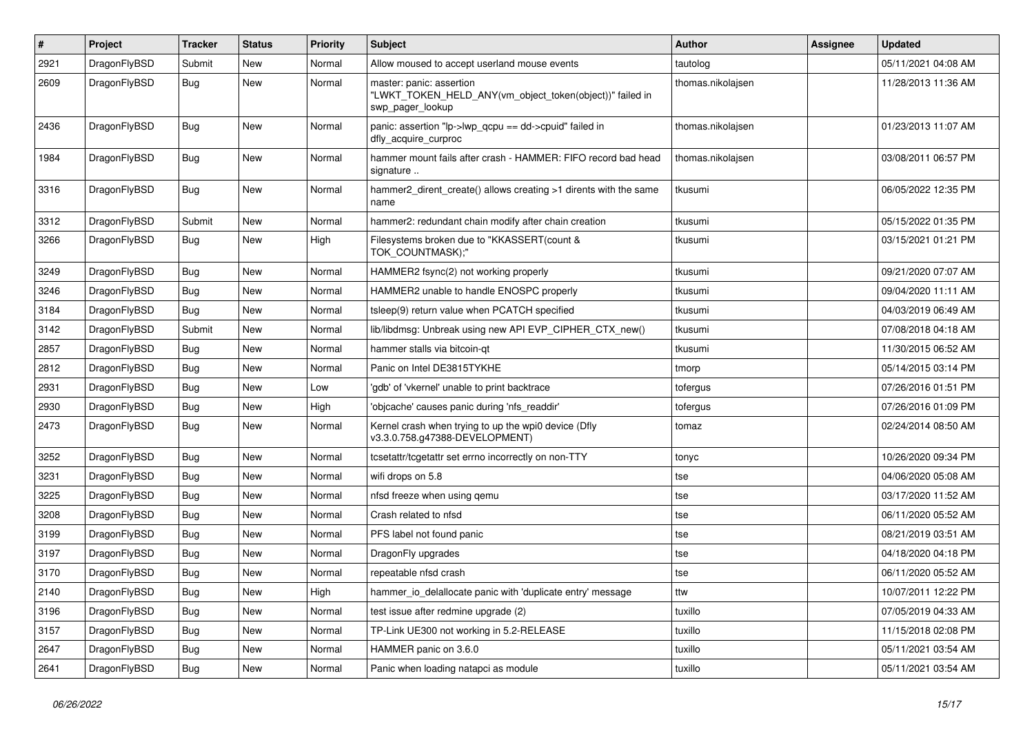| # | Project | Tracker | Status | Priority | Subject | Author | Assignee | Updated |
|---|---|---|---|---|---|---|---|---|
| 2921 | DragonFlyBSD | Submit | New | Normal | Allow moused to accept userland mouse events | tautolog | | 05/11/2021 04:08 AM |
| 2609 | DragonFlyBSD | Bug | New | Normal | master: panic: assertion "LWKT_TOKEN_HELD_ANY(vm_object_token(object))" failed in swp_pager_lookup | thomas.nikolajsen | | 11/28/2013 11:36 AM |
| 2436 | DragonFlyBSD | Bug | New | Normal | panic: assertion "lp->lwp_qcpu == dd->cpuid" failed in dfly_acquire_curproc | thomas.nikolajsen | | 01/23/2013 11:07 AM |
| 1984 | DragonFlyBSD | Bug | New | Normal | hammer mount fails after crash - HAMMER: FIFO record bad head signature .. | thomas.nikolajsen | | 03/08/2011 06:57 PM |
| 3316 | DragonFlyBSD | Bug | New | Normal | hammer2_dirent_create() allows creating >1 dirents with the same name | tkusumi | | 06/05/2022 12:35 PM |
| 3312 | DragonFlyBSD | Submit | New | Normal | hammer2: redundant chain modify after chain creation | tkusumi | | 05/15/2022 01:35 PM |
| 3266 | DragonFlyBSD | Bug | New | High | Filesystems broken due to "KKASSERT(count & TOK_COUNTMASK);" | tkusumi | | 03/15/2021 01:21 PM |
| 3249 | DragonFlyBSD | Bug | New | Normal | HAMMER2 fsync(2) not working properly | tkusumi | | 09/21/2020 07:07 AM |
| 3246 | DragonFlyBSD | Bug | New | Normal | HAMMER2 unable to handle ENOSPC properly | tkusumi | | 09/04/2020 11:11 AM |
| 3184 | DragonFlyBSD | Bug | New | Normal | tsleep(9) return value when PCATCH specified | tkusumi | | 04/03/2019 06:49 AM |
| 3142 | DragonFlyBSD | Submit | New | Normal | lib/libdmsg: Unbreak using new API EVP_CIPHER_CTX_new() | tkusumi | | 07/08/2018 04:18 AM |
| 2857 | DragonFlyBSD | Bug | New | Normal | hammer stalls via bitcoin-qt | tkusumi | | 11/30/2015 06:52 AM |
| 2812 | DragonFlyBSD | Bug | New | Normal | Panic on Intel DE3815TYKHE | tmorp | | 05/14/2015 03:14 PM |
| 2931 | DragonFlyBSD | Bug | New | Low | 'gdb' of 'vkernel' unable to print backtrace | tofergus | | 07/26/2016 01:51 PM |
| 2930 | DragonFlyBSD | Bug | New | High | 'objcache' causes panic during 'nfs_readdir' | tofergus | | 07/26/2016 01:09 PM |
| 2473 | DragonFlyBSD | Bug | New | Normal | Kernel crash when trying to up the wpi0 device (Dfly v3.3.0.758.g47388-DEVELOPMENT) | tomaz | | 02/24/2014 08:50 AM |
| 3252 | DragonFlyBSD | Bug | New | Normal | tcsetattr/tcgetattr set errno incorrectly on non-TTY | tonyc | | 10/26/2020 09:34 PM |
| 3231 | DragonFlyBSD | Bug | New | Normal | wifi drops on 5.8 | tse | | 04/06/2020 05:08 AM |
| 3225 | DragonFlyBSD | Bug | New | Normal | nfsd freeze when using qemu | tse | | 03/17/2020 11:52 AM |
| 3208 | DragonFlyBSD | Bug | New | Normal | Crash related to nfsd | tse | | 06/11/2020 05:52 AM |
| 3199 | DragonFlyBSD | Bug | New | Normal | PFS label not found panic | tse | | 08/21/2019 03:51 AM |
| 3197 | DragonFlyBSD | Bug | New | Normal | DragonFly upgrades | tse | | 04/18/2020 04:18 PM |
| 3170 | DragonFlyBSD | Bug | New | Normal | repeatable nfsd crash | tse | | 06/11/2020 05:52 AM |
| 2140 | DragonFlyBSD | Bug | New | High | hammer_io_delallocate panic with 'duplicate entry' message | ttw | | 10/07/2011 12:22 PM |
| 3196 | DragonFlyBSD | Bug | New | Normal | test issue after redmine upgrade (2) | tuxillo | | 07/05/2019 04:33 AM |
| 3157 | DragonFlyBSD | Bug | New | Normal | TP-Link UE300 not working in 5.2-RELEASE | tuxillo | | 11/15/2018 02:08 PM |
| 2647 | DragonFlyBSD | Bug | New | Normal | HAMMER panic on 3.6.0 | tuxillo | | 05/11/2021 03:54 AM |
| 2641 | DragonFlyBSD | Bug | New | Normal | Panic when loading natapci as module | tuxillo | | 05/11/2021 03:54 AM |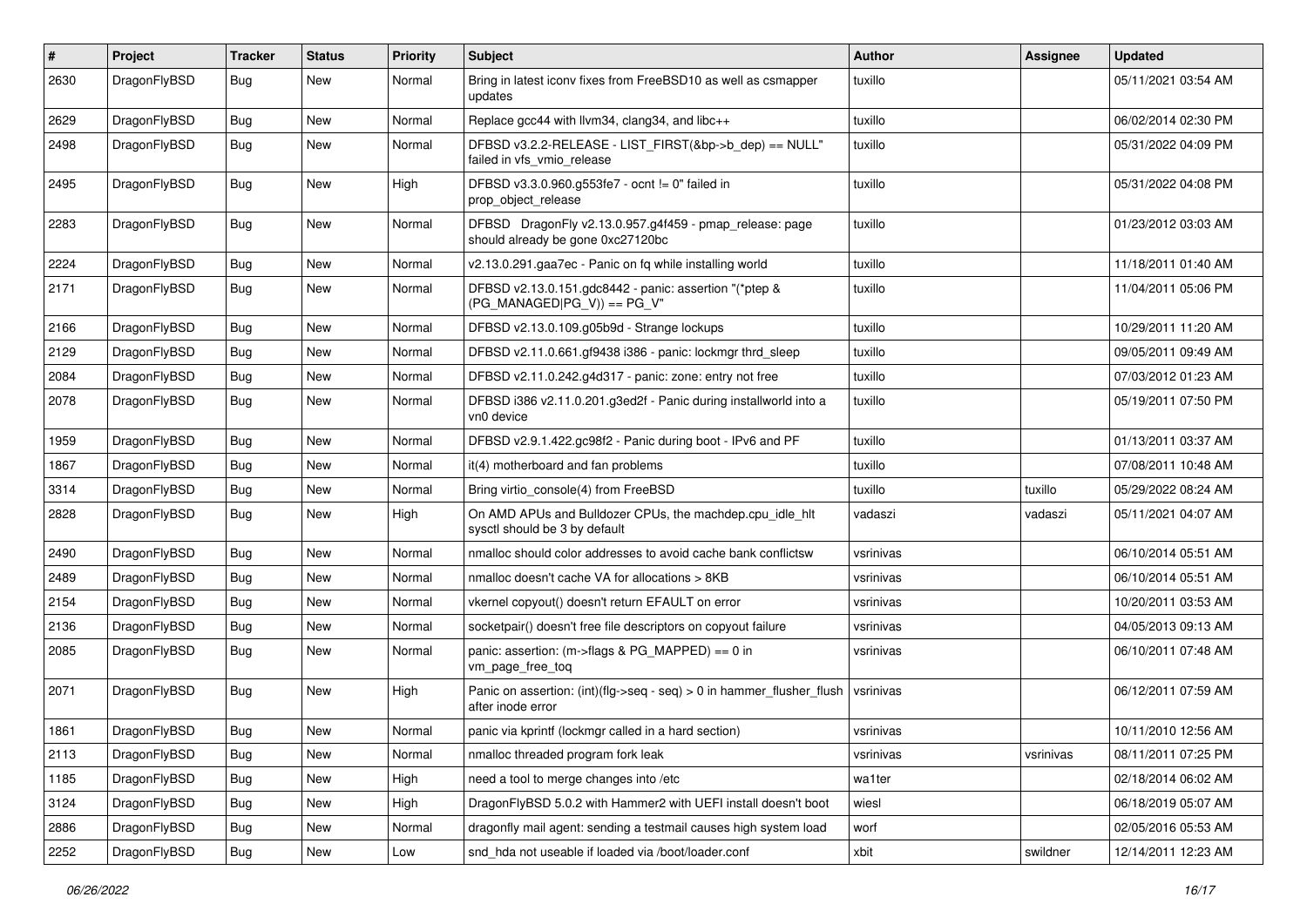| # | Project | Tracker | Status | Priority | Subject | Author | Assignee | Updated |
|---|---|---|---|---|---|---|---|---|
| 2630 | DragonFlyBSD | Bug | New | Normal | Bring in latest iconv fixes from FreeBSD10 as well as csmapper updates | tuxillo | | 05/11/2021 03:54 AM |
| 2629 | DragonFlyBSD | Bug | New | Normal | Replace gcc44 with llvm34, clang34, and libc++ | tuxillo | | 06/02/2014 02:30 PM |
| 2498 | DragonFlyBSD | Bug | New | Normal | DFBSD v3.2.2-RELEASE - LIST_FIRST(&bp->b_dep) == NULL" failed in vfs_vmio_release | tuxillo | | 05/31/2022 04:09 PM |
| 2495 | DragonFlyBSD | Bug | New | High | DFBSD v3.3.0.960.g553fe7 - ocnt != 0" failed in prop_object_release | tuxillo | | 05/31/2022 04:08 PM |
| 2283 | DragonFlyBSD | Bug | New | Normal | DFBSD DragonFly v2.13.0.957.g4f459 - pmap_release: page should already be gone 0xc27120bc | tuxillo | | 01/23/2012 03:03 AM |
| 2224 | DragonFlyBSD | Bug | New | Normal | v2.13.0.291.gaa7ec - Panic on fq while installing world | tuxillo | | 11/18/2011 01:40 AM |
| 2171 | DragonFlyBSD | Bug | New | Normal | DFBSD v2.13.0.151.gdc8442 - panic: assertion "(*ptep & (PG_MANAGED\|PG_V)) == PG_V" | tuxillo | | 11/04/2011 05:06 PM |
| 2166 | DragonFlyBSD | Bug | New | Normal | DFBSD v2.13.0.109.g05b9d - Strange lockups | tuxillo | | 10/29/2011 11:20 AM |
| 2129 | DragonFlyBSD | Bug | New | Normal | DFBSD v2.11.0.661.gf9438 i386 - panic: lockmgr thrd_sleep | tuxillo | | 09/05/2011 09:49 AM |
| 2084 | DragonFlyBSD | Bug | New | Normal | DFBSD v2.11.0.242.g4d317 - panic: zone: entry not free | tuxillo | | 07/03/2012 01:23 AM |
| 2078 | DragonFlyBSD | Bug | New | Normal | DFBSD i386 v2.11.0.201.g3ed2f - Panic during installworld into a vn0 device | tuxillo | | 05/19/2011 07:50 PM |
| 1959 | DragonFlyBSD | Bug | New | Normal | DFBSD v2.9.1.422.gc98f2 - Panic during boot - IPv6 and PF | tuxillo | | 01/13/2011 03:37 AM |
| 1867 | DragonFlyBSD | Bug | New | Normal | it(4) motherboard and fan problems | tuxillo | | 07/08/2011 10:48 AM |
| 3314 | DragonFlyBSD | Bug | New | Normal | Bring virtio_console(4) from FreeBSD | tuxillo | tuxillo | 05/29/2022 08:24 AM |
| 2828 | DragonFlyBSD | Bug | New | High | On AMD APUs and Bulldozer CPUs, the machdep.cpu_idle_hlt sysctl should be 3 by default | vadaszi | vadaszi | 05/11/2021 04:07 AM |
| 2490 | DragonFlyBSD | Bug | New | Normal | nmalloc should color addresses to avoid cache bank conflictsw | vsrinivas | | 06/10/2014 05:51 AM |
| 2489 | DragonFlyBSD | Bug | New | Normal | nmalloc doesn't cache VA for allocations > 8KB | vsrinivas | | 06/10/2014 05:51 AM |
| 2154 | DragonFlyBSD | Bug | New | Normal | vkernel copyout() doesn't return EFAULT on error | vsrinivas | | 10/20/2011 03:53 AM |
| 2136 | DragonFlyBSD | Bug | New | Normal | socketpair() doesn't free file descriptors on copyout failure | vsrinivas | | 04/05/2013 09:13 AM |
| 2085 | DragonFlyBSD | Bug | New | Normal | panic: assertion: (m->flags & PG_MAPPED) == 0 in vm_page_free_toq | vsrinivas | | 06/10/2011 07:48 AM |
| 2071 | DragonFlyBSD | Bug | New | High | Panic on assertion: (int)(flg->seq - seq) > 0 in hammer_flusher_flush after inode error | vsrinivas | | 06/12/2011 07:59 AM |
| 1861 | DragonFlyBSD | Bug | New | Normal | panic via kprintf (lockmgr called in a hard section) | vsrinivas | | 10/11/2010 12:56 AM |
| 2113 | DragonFlyBSD | Bug | New | Normal | nmalloc threaded program fork leak | vsrinivas | vsrinivas | 08/11/2011 07:25 PM |
| 1185 | DragonFlyBSD | Bug | New | High | need a tool to merge changes into /etc | wa1ter | | 02/18/2014 06:02 AM |
| 3124 | DragonFlyBSD | Bug | New | High | DragonFlyBSD 5.0.2 with Hammer2 with UEFI install doesn't boot | wiesl | | 06/18/2019 05:07 AM |
| 2886 | DragonFlyBSD | Bug | New | Normal | dragonfly mail agent: sending a testmail causes high system load | worf | | 02/05/2016 05:53 AM |
| 2252 | DragonFlyBSD | Bug | New | Low | snd_hda not useable if loaded via /boot/loader.conf | xbit | swildner | 12/14/2011 12:23 AM |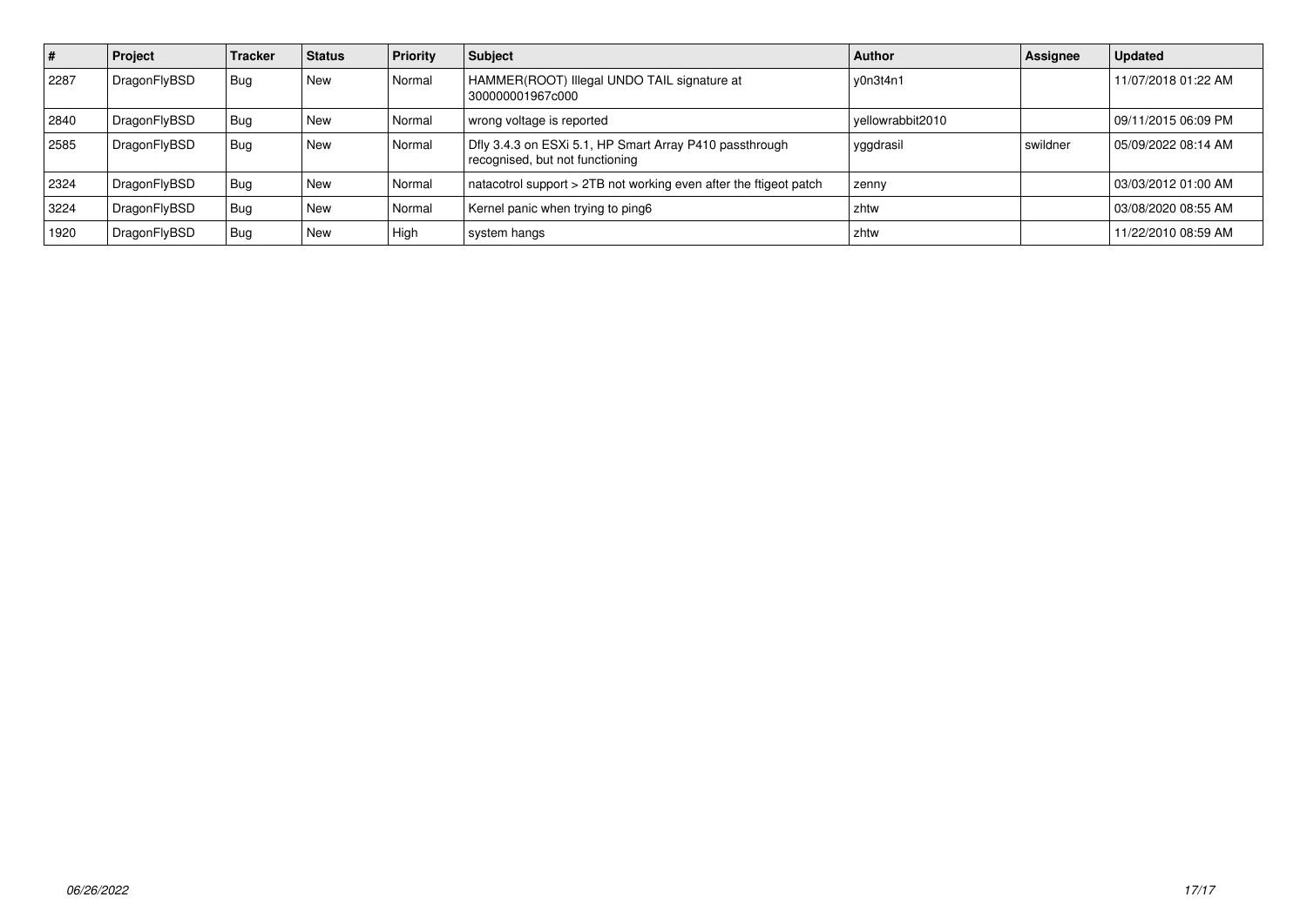| # | Project | Tracker | Status | Priority | Subject | Author | Assignee | Updated |
|---|---|---|---|---|---|---|---|---|
| 2287 | DragonFlyBSD | Bug | New | Normal | HAMMER(ROOT) Illegal UNDO TAIL signature at 300000001967c000 | y0n3t4n1 | | 11/07/2018 01:22 AM |
| 2840 | DragonFlyBSD | Bug | New | Normal | wrong voltage is reported | yellowrabbit2010 | | 09/11/2015 06:09 PM |
| 2585 | DragonFlyBSD | Bug | New | Normal | Dfly 3.4.3 on ESXi 5.1, HP Smart Array P410 passthrough recognised, but not functioning | yggdrasil | swildner | 05/09/2022 08:14 AM |
| 2324 | DragonFlyBSD | Bug | New | Normal | natacotrol support > 2TB not working even after the ftigeot patch | zenny | | 03/03/2012 01:00 AM |
| 3224 | DragonFlyBSD | Bug | New | Normal | Kernel panic when trying to ping6 | zhtw | | 03/08/2020 08:55 AM |
| 1920 | DragonFlyBSD | Bug | New | High | system hangs | zhtw | | 11/22/2010 08:59 AM |